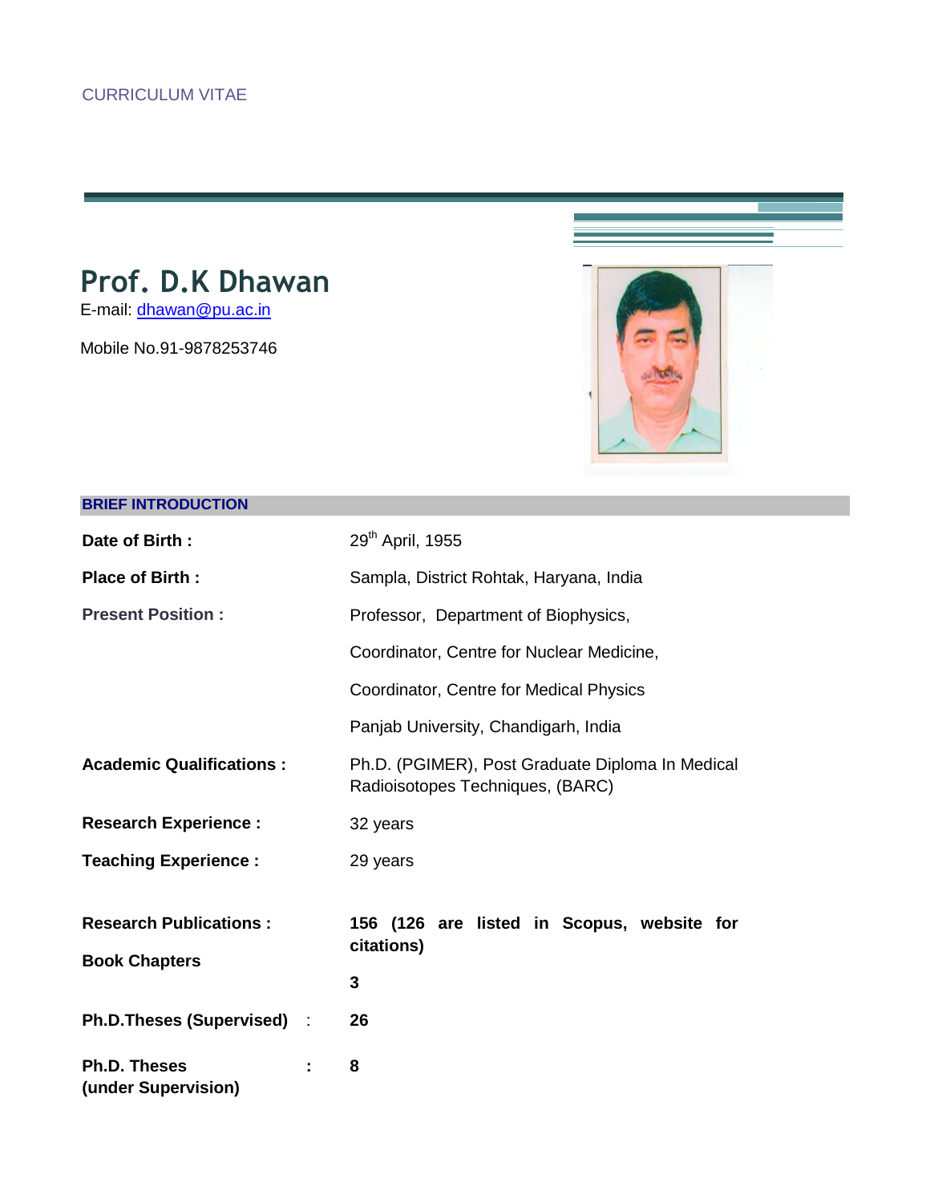CURRICULUM VITAE

# Prof. D.K Dhawan

E-mail: dhawan@pu.ac.in

Mobile No.91-9878253746

## BRIEF INTRODUCTION

| | |
|---|---|
| **Date of Birth :** | 29th April, 1955 |
| **Place of Birth :** | Sampla, District Rohtak, Haryana, India |
| **Present Position :** | Professor, Department of Biophysics, |
| | Coordinator, Centre for Nuclear Medicine, |
| | Coordinator, Centre for Medical Physics |
| | Panjab University, Chandigarh, India |
| **Academic Qualifications :** | Ph.D. (PGIMER), Post Graduate Diploma In Medical Radioisotopes Techniques, (BARC) |
| **Research Experience :** | 32 years |
| **Teaching Experience :** | 29 years |
| **Research Publications :** | **156 (126 are listed in Scopus, website for citations)** |
| **Book Chapters** | **3** |
| **Ph.D.Theses (Supervised) :** | **26** |
| **Ph.D. Theses (under Supervision) :** | **8** |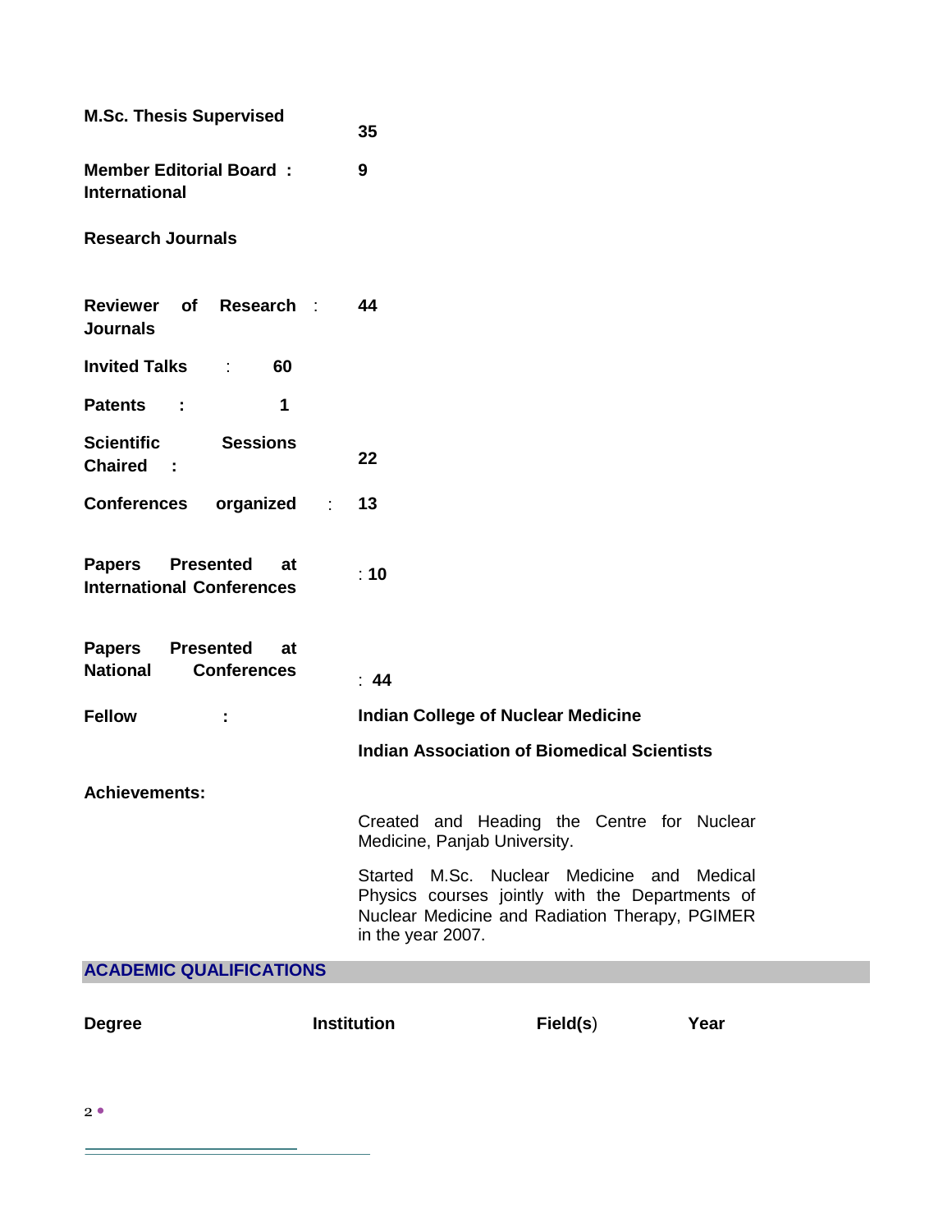**M.Sc. Thesis Supervised** : **35**

**Member Editorial Board : International Research Journals** : **9**

**Reviewer of Research Journals** : **44**

**Invited Talks** : **60**

**Patents** : **1**

**Scientific Sessions Chaired** : **22**

**Conferences organized** : **13**

**Papers Presented at International Conferences** : **10**

**Papers Presented at National Conferences** : **44**

**Fellow** : **Indian College of Nuclear Medicine**

**Indian Association of Biomedical Scientists**

**Achievements:**

Created and Heading the Centre for Nuclear Medicine, Panjab University.

Started M.Sc. Nuclear Medicine and Medical Physics courses jointly with the Departments of Nuclear Medicine and Radiation Therapy, PGIMER in the year 2007.

## ACADEMIC QUALIFICATIONS

| Degree | Institution | Field(s) | Year |
|---|---|---|---|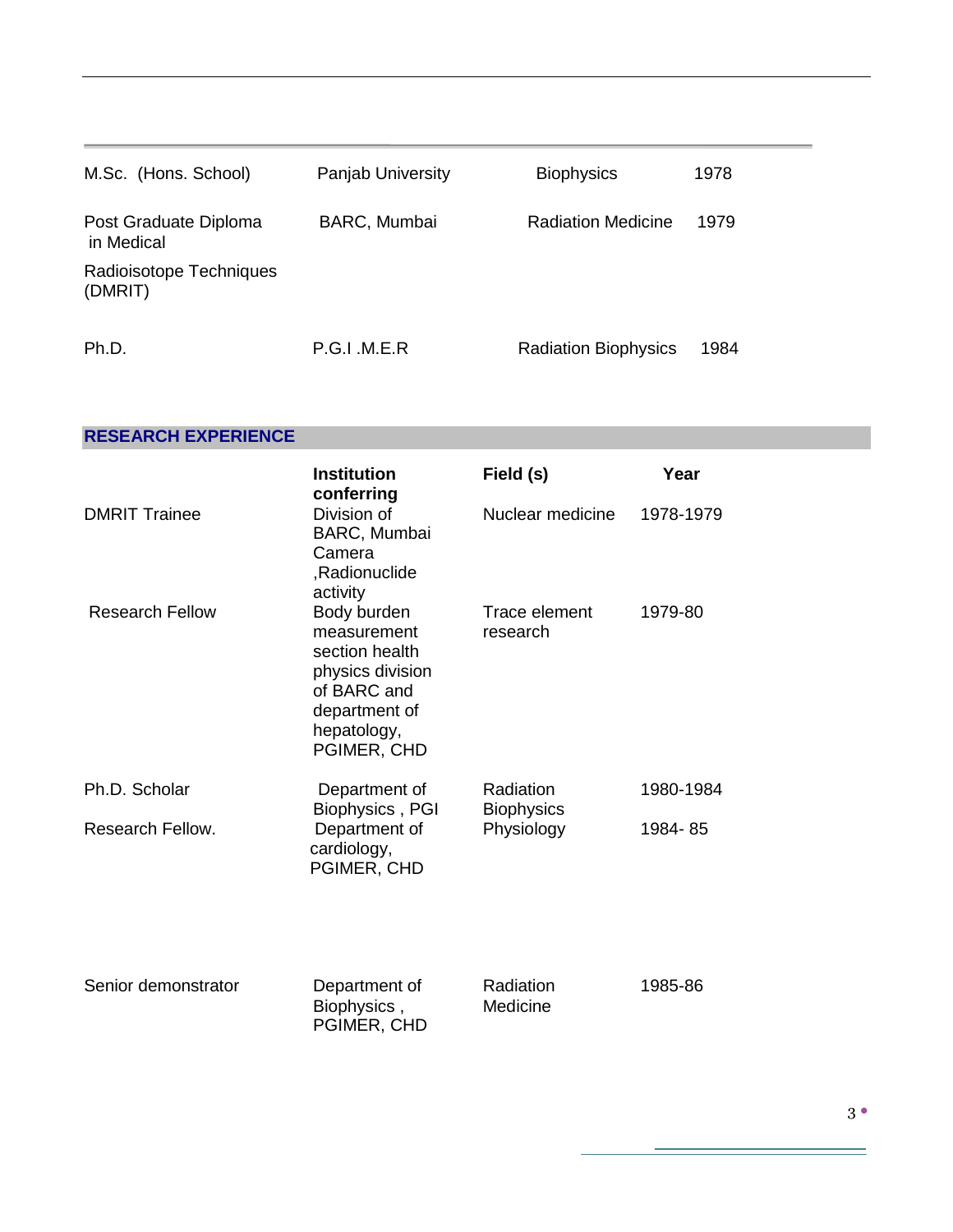| | | | |
|---|---|---|---|
| M.Sc. (Hons. School) | Panjab University | Biophysics | 1978 |
| Post Graduate Diploma in Medical Radioisotope Techniques (DMRIT) | BARC, Mumbai | Radiation Medicine | 1979 |
| Ph.D. | P.G.I .M.E.R | Radiation Biophysics | 1984 |

## RESEARCH EXPERIENCE

| | Institution conferring | Field (s) | Year |
|---|---|---|---|
| DMRIT Trainee | Division of BARC, Mumbai Camera ,Radionuclide activity | Nuclear medicine | 1978-1979 |
| Research Fellow | Body burden measurement section health physics division of BARC and department of hepatology, PGIMER, CHD | Trace element research | 1979-80 |
| Ph.D. Scholar | Department of Biophysics , PGI | Radiation Biophysics | 1980-1984 |
| Research Fellow. | Department of cardiology, PGIMER, CHD | Physiology | 1984- 85 |
| Senior demonstrator | Department of Biophysics , PGIMER, CHD | Radiation Medicine | 1985-86 |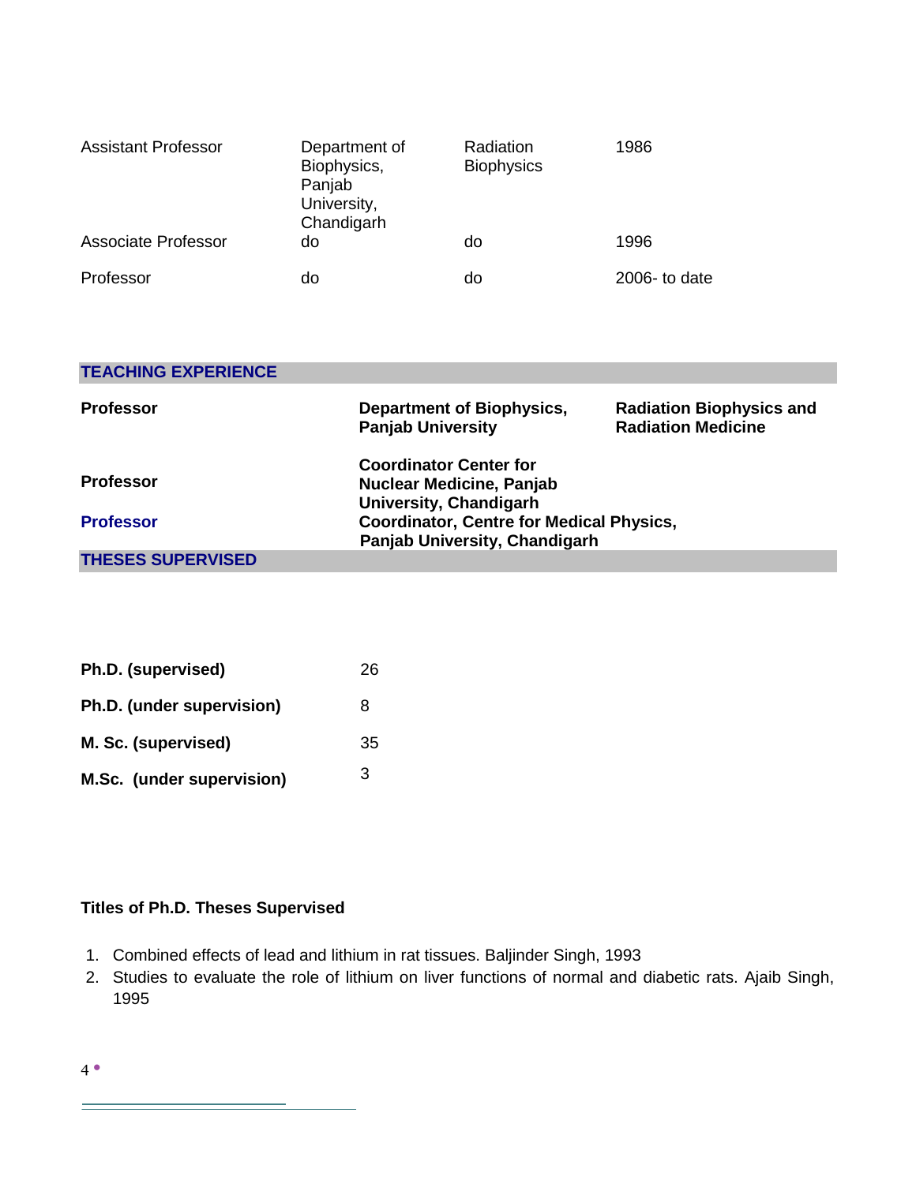| | | | |
|---|---|---|---|
| Assistant Professor | Department of Biophysics, Panjab University, Chandigarh | Radiation Biophysics | 1986 |
| Associate Professor | do | do | 1996 |
| Professor | do | do | 2006- to date |

## TEACHING EXPERIENCE

| | | |
|---|---|---|
| **Professor** | **Department of Biophysics, Panjab University** | **Radiation Biophysics and Radiation Medicine** |
| **Professor** | **Coordinator Center for Nuclear Medicine, Panjab University, Chandigarh** | |
| **Professor** | **Coordinator, Centre for Medical Physics, Panjab University, Chandigarh** | |

## THESES SUPERVISED

| | |
|---|---|
| **Ph.D. (supervised)** | 26 |
| **Ph.D. (under supervision)** | 8 |
| **M. Sc. (supervised)** | 35 |
| **M.Sc. (under supervision)** | 3 |

**Titles of Ph.D. Theses Supervised**

1. Combined effects of lead and lithium in rat tissues. Baljinder Singh, 1993
2. Studies to evaluate the role of lithium on liver functions of normal and diabetic rats. Ajaib Singh, 1995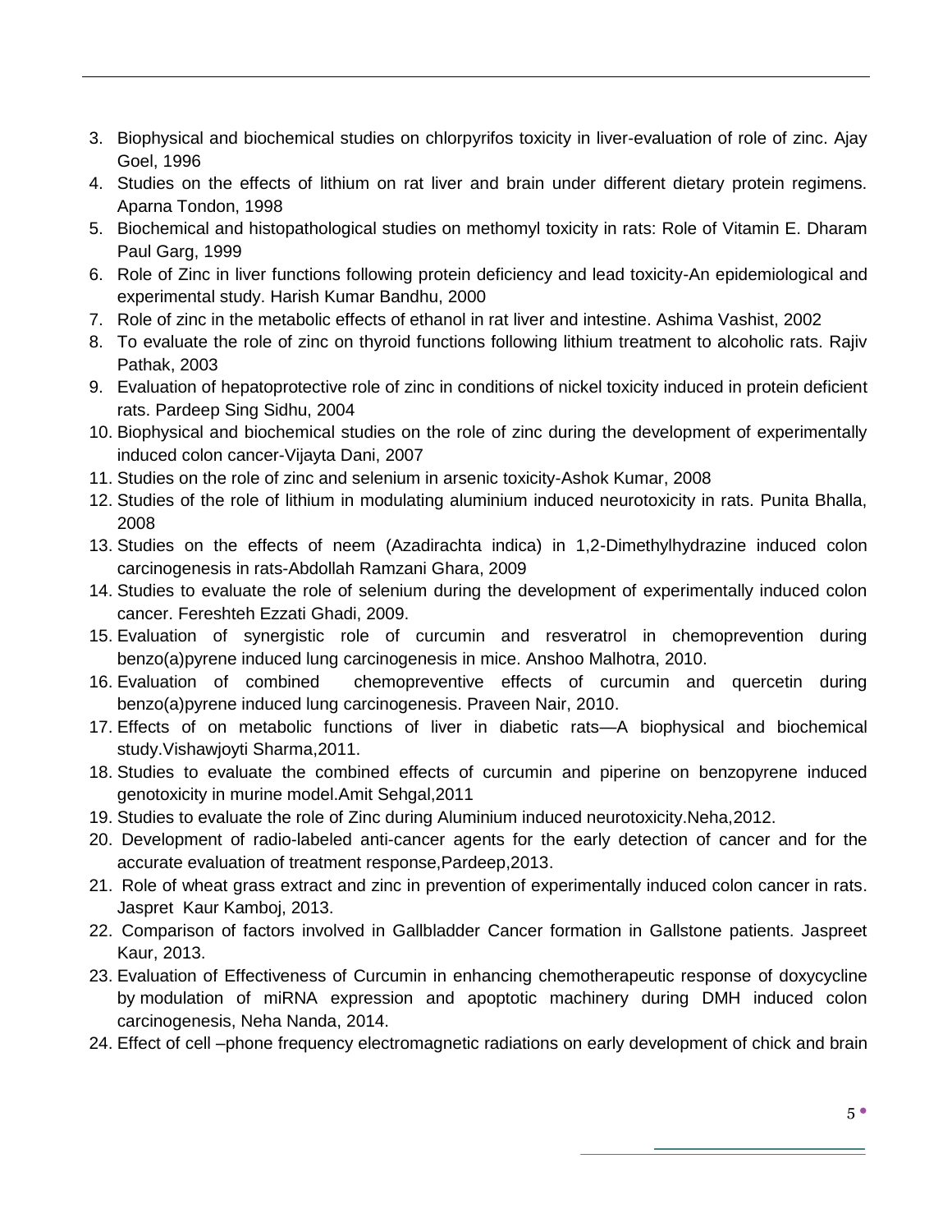3. Biophysical and biochemical studies on chlorpyrifos toxicity in liver-evaluation of role of zinc. Ajay Goel, 1996
4. Studies on the effects of lithium on rat liver and brain under different dietary protein regimens. Aparna Tondon, 1998
5. Biochemical and histopathological studies on methomyl toxicity in rats: Role of Vitamin E. Dharam Paul Garg, 1999
6. Role of Zinc in liver functions following protein deficiency and lead toxicity-An epidemiological and experimental study. Harish Kumar Bandhu, 2000
7. Role of zinc in the metabolic effects of ethanol in rat liver and intestine. Ashima Vashist, 2002
8. To evaluate the role of zinc on thyroid functions following lithium treatment to alcoholic rats. Rajiv Pathak, 2003
9. Evaluation of hepatoprotective role of zinc in conditions of nickel toxicity induced in protein deficient rats. Pardeep Sing Sidhu, 2004
10. Biophysical and biochemical studies on the role of zinc during the development of experimentally induced colon cancer-Vijayta Dani, 2007
11. Studies on the role of zinc and selenium in arsenic toxicity-Ashok Kumar, 2008
12. Studies of the role of lithium in modulating aluminium induced neurotoxicity in rats. Punita Bhalla, 2008
13. Studies on the effects of neem (Azadirachta indica) in 1,2-Dimethylhydrazine induced colon carcinogenesis in rats-Abdollah Ramzani Ghara, 2009
14. Studies to evaluate the role of selenium during the development of experimentally induced colon cancer. Fereshteh Ezzati Ghadi, 2009.
15. Evaluation of synergistic role of curcumin and resveratrol in chemoprevention during benzo(a)pyrene induced lung carcinogenesis in mice. Anshoo Malhotra, 2010.
16. Evaluation of combined chemopreventive effects of curcumin and quercetin during benzo(a)pyrene induced lung carcinogenesis. Praveen Nair, 2010.
17. Effects of on metabolic functions of liver in diabetic rats—A biophysical and biochemical study.Vishawjoyti Sharma,2011.
18. Studies to evaluate the combined effects of curcumin and piperine on benzopyrene induced genotoxicity in murine model.Amit Sehgal,2011
19. Studies to evaluate the role of Zinc during Aluminium induced neurotoxicity.Neha,2012.
20. Development of radio-labeled anti-cancer agents for the early detection of cancer and for the accurate evaluation of treatment response,Pardeep,2013.
21. Role of wheat grass extract and zinc in prevention of experimentally induced colon cancer in rats. Jaspret Kaur Kamboj, 2013.
22. Comparison of factors involved in Gallbladder Cancer formation in Gallstone patients. Jaspreet Kaur, 2013.
23. Evaluation of Effectiveness of Curcumin in enhancing chemotherapeutic response of doxycycline by modulation of miRNA expression and apoptotic machinery during DMH induced colon carcinogenesis, Neha Nanda, 2014.
24. Effect of cell –phone frequency electromagnetic radiations on early development of chick and brain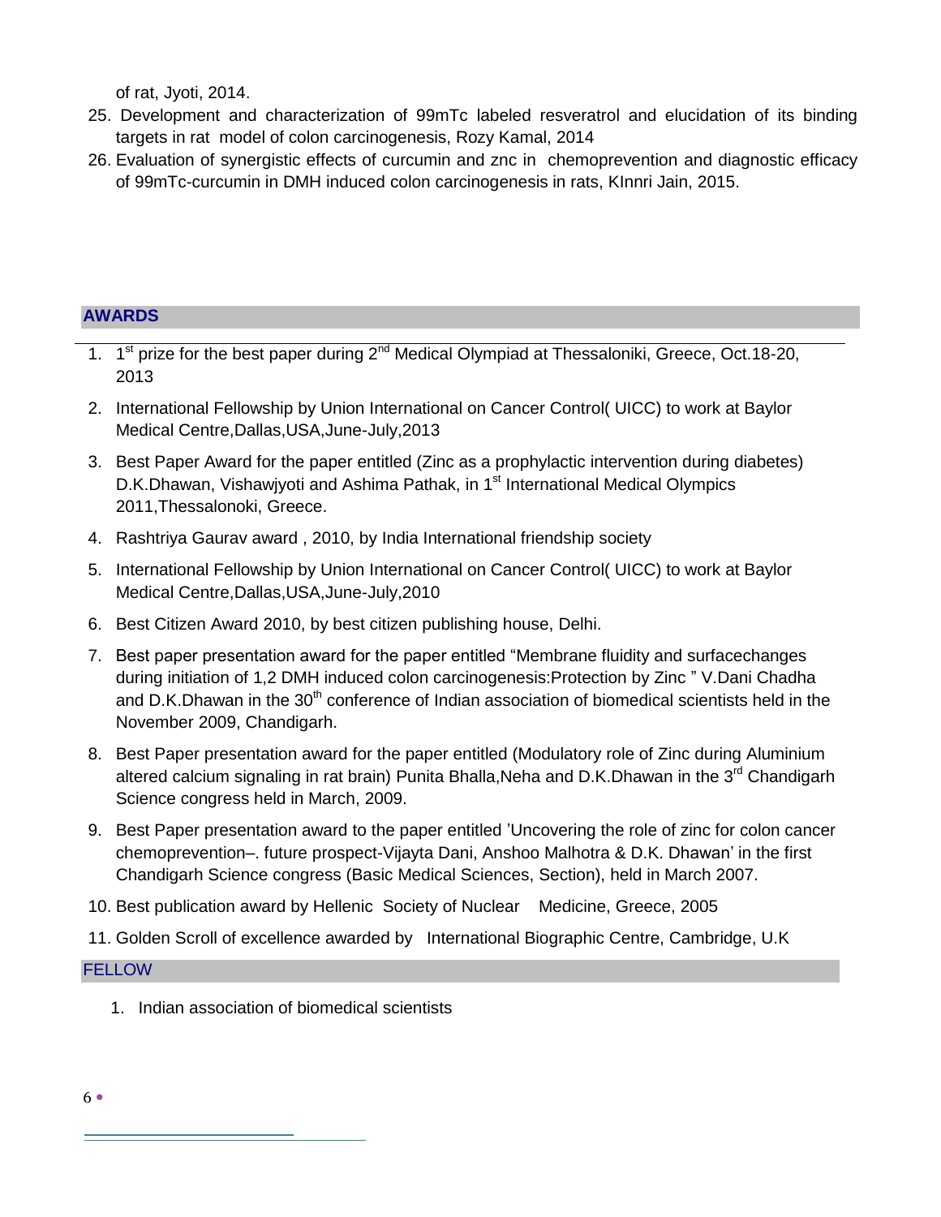of rat, Jyoti, 2014.

25. Development and characterization of 99mTc labeled resveratrol and elucidation of its binding targets in rat model of colon carcinogenesis, Rozy Kamal, 2014
26. Evaluation of synergistic effects of curcumin and znc in chemoprevention and diagnostic efficacy of 99mTc-curcumin in DMH induced colon carcinogenesis in rats, KInnri Jain, 2015.

## AWARDS

1. 1st prize for the best paper during 2nd Medical Olympiad at Thessaloniki, Greece, Oct.18-20, 2013
2. International Fellowship by Union International on Cancer Control( UICC) to work at Baylor Medical Centre,Dallas,USA,June-July,2013
3. Best Paper Award for the paper entitled (Zinc as a prophylactic intervention during diabetes) D.K.Dhawan, Vishawjyoti and Ashima Pathak, in 1st International Medical Olympics 2011,Thessalonoki, Greece.
4. Rashtriya Gaurav award , 2010, by India International friendship society
5. International Fellowship by Union International on Cancer Control( UICC) to work at Baylor Medical Centre,Dallas,USA,June-July,2010
6. Best Citizen Award 2010, by best citizen publishing house, Delhi.
7. Best paper presentation award for the paper entitled "Membrane fluidity and surfacechanges during initiation of 1,2 DMH induced colon carcinogenesis:Protection by Zinc " V.Dani Chadha and D.K.Dhawan in the 30th conference of Indian association of biomedical scientists held in the November 2009, Chandigarh.
8. Best Paper presentation award for the paper entitled (Modulatory role of Zinc during Aluminium altered calcium signaling in rat brain) Punita Bhalla,Neha and D.K.Dhawan in the 3rd Chandigarh Science congress held in March, 2009.
9. Best Paper presentation award to the paper entitled 'Uncovering the role of zinc for colon cancer chemoprevention–. future prospect-Vijayta Dani, Anshoo Malhotra & D.K. Dhawan' in the first Chandigarh Science congress (Basic Medical Sciences, Section), held in March 2007.
10. Best publication award by Hellenic Society of Nuclear Medicine, Greece, 2005
11. Golden Scroll of excellence awarded by International Biographic Centre, Cambridge, U.K

## FELLOW

1. Indian association of biomedical scientists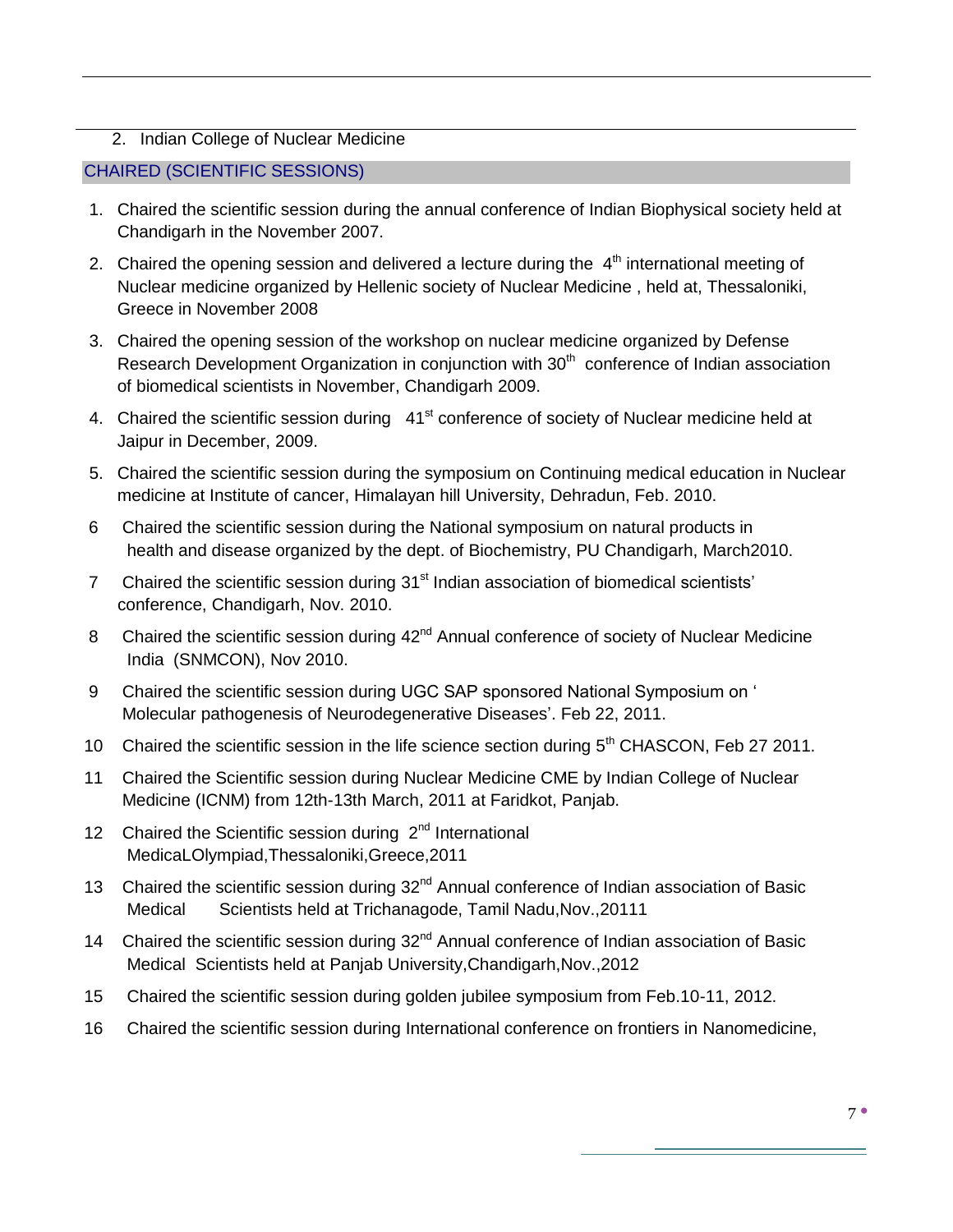2. Indian College of Nuclear Medicine

## CHAIRED (SCIENTIFIC SESSIONS)

1. Chaired the scientific session during the annual conference of Indian Biophysical society held at Chandigarh in the November 2007.
2. Chaired the opening session and delivered a lecture during the 4th international meeting of Nuclear medicine organized by Hellenic society of Nuclear Medicine , held at, Thessaloniki, Greece in November 2008
3. Chaired the opening session of the workshop on nuclear medicine organized by Defense Research Development Organization in conjunction with 30th conference of Indian association of biomedical scientists in November, Chandigarh 2009.
4. Chaired the scientific session during 41st conference of society of Nuclear medicine held at Jaipur in December, 2009.
5. Chaired the scientific session during the symposium on Continuing medical education in Nuclear medicine at Institute of cancer, Himalayan hill University, Dehradun, Feb. 2010.
6. Chaired the scientific session during the National symposium on natural products in health and disease organized by the dept. of Biochemistry, PU Chandigarh, March2010.
7. Chaired the scientific session during 31st Indian association of biomedical scientists' conference, Chandigarh, Nov. 2010.
8. Chaired the scientific session during 42nd Annual conference of society of Nuclear Medicine India (SNMCON), Nov 2010.
9. Chaired the scientific session during UGC SAP sponsored National Symposium on ' Molecular pathogenesis of Neurodegenerative Diseases'. Feb 22, 2011.
10. Chaired the scientific session in the life science section during 5th CHASCON, Feb 27 2011.
11. Chaired the Scientific session during Nuclear Medicine CME by Indian College of Nuclear Medicine (ICNM) from 12th-13th March, 2011 at Faridkot, Panjab.
12. Chaired the Scientific session during 2nd International MedicaLOlympiad,Thessaloniki,Greece,2011
13. Chaired the scientific session during 32nd Annual conference of Indian association of Basic Medical Scientists held at Trichanagode, Tamil Nadu,Nov.,20111
14. Chaired the scientific session during 32nd Annual conference of Indian association of Basic Medical Scientists held at Panjab University,Chandigarh,Nov.,2012
15. Chaired the scientific session during golden jubilee symposium from Feb.10-11, 2012.
16. Chaired the scientific session during International conference on frontiers in Nanomedicine,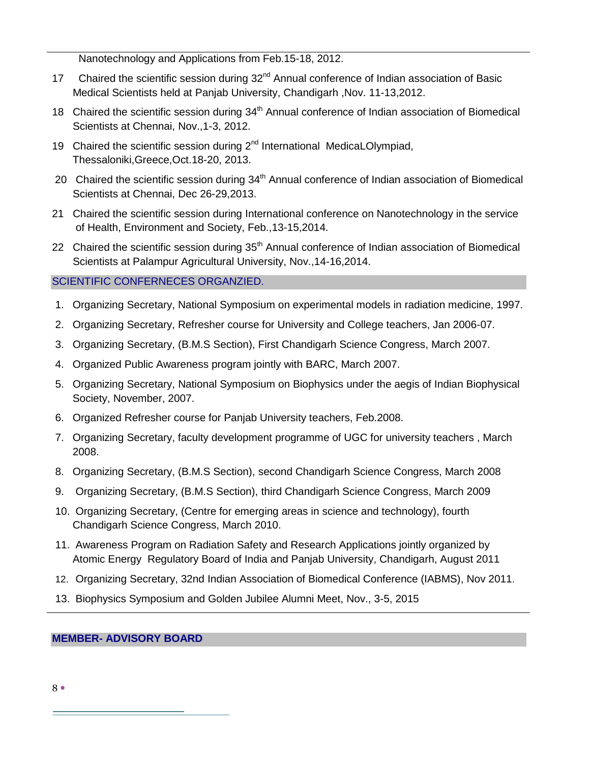Nanotechnology and Applications from Feb.15-18, 2012.

17 Chaired the scientific session during 32nd Annual conference of Indian association of Basic Medical Scientists held at Panjab University, Chandigarh ,Nov. 11-13,2012.

18 Chaired the scientific session during 34th Annual conference of Indian association of Biomedical Scientists at Chennai, Nov.,1-3, 2012.

19 Chaired the scientific session during 2nd International MedicaLOlympiad, Thessaloniki,Greece,Oct.18-20, 2013.

20 Chaired the scientific session during 34th Annual conference of Indian association of Biomedical Scientists at Chennai, Dec 26-29,2013.

21 Chaired the scientific session during International conference on Nanotechnology in the service of Health, Environment and Society, Feb.,13-15,2014.

22 Chaired the scientific session during 35th Annual conference of Indian association of Biomedical Scientists at Palampur Agricultural University, Nov.,14-16,2014.

## SCIENTIFIC CONFERNECES ORGANZIED.

1. Organizing Secretary, National Symposium on experimental models in radiation medicine, 1997.
2. Organizing Secretary, Refresher course for University and College teachers, Jan 2006-07.
3. Organizing Secretary, (B.M.S Section), First Chandigarh Science Congress, March 2007.
4. Organized Public Awareness program jointly with BARC, March 2007.
5. Organizing Secretary, National Symposium on Biophysics under the aegis of Indian Biophysical Society, November, 2007.
6. Organized Refresher course for Panjab University teachers, Feb.2008.
7. Organizing Secretary, faculty development programme of UGC for university teachers , March 2008.
8. Organizing Secretary, (B.M.S Section), second Chandigarh Science Congress, March 2008
9. Organizing Secretary, (B.M.S Section), third Chandigarh Science Congress, March 2009
10. Organizing Secretary, (Centre for emerging areas in science and technology), fourth Chandigarh Science Congress, March 2010.
11. Awareness Program on Radiation Safety and Research Applications jointly organized by Atomic Energy Regulatory Board of India and Panjab University, Chandigarh, August 2011
12. Organizing Secretary, 32nd Indian Association of Biomedical Conference (IABMS), Nov 2011.
13. Biophysics Symposium and Golden Jubilee Alumni Meet, Nov., 3-5, 2015

## MEMBER- ADVISORY BOARD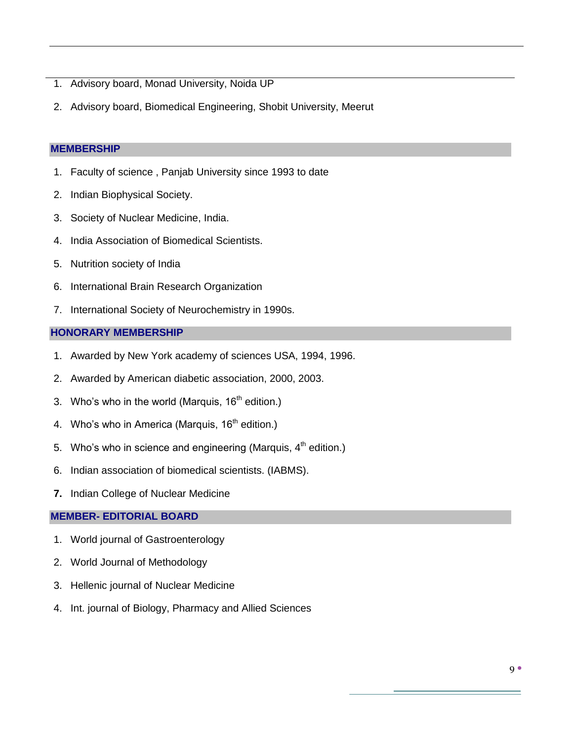1. Advisory board, Monad University, Noida UP
2. Advisory board, Biomedical Engineering, Shobit University, Meerut

## MEMBERSHIP

1. Faculty of science , Panjab University since 1993 to date
2. Indian Biophysical Society.
3. Society of Nuclear Medicine, India.
4. India Association of Biomedical Scientists.
5. Nutrition society of India
6. International Brain Research Organization
7. International Society of Neurochemistry in 1990s.

## HONORARY MEMBERSHIP

1. Awarded by New York academy of sciences USA, 1994, 1996.
2. Awarded by American diabetic association, 2000, 2003.
3. Who's who in the world (Marquis, 16th edition.)
4. Who's who in America (Marquis, 16th edition.)
5. Who's who in science and engineering (Marquis, 4th edition.)
6. Indian association of biomedical scientists. (IABMS).
7. Indian College of Nuclear Medicine

## MEMBER- EDITORIAL BOARD

1. World journal of Gastroenterology
2. World Journal of Methodology
3. Hellenic journal of Nuclear Medicine
4. Int. journal of Biology, Pharmacy and Allied Sciences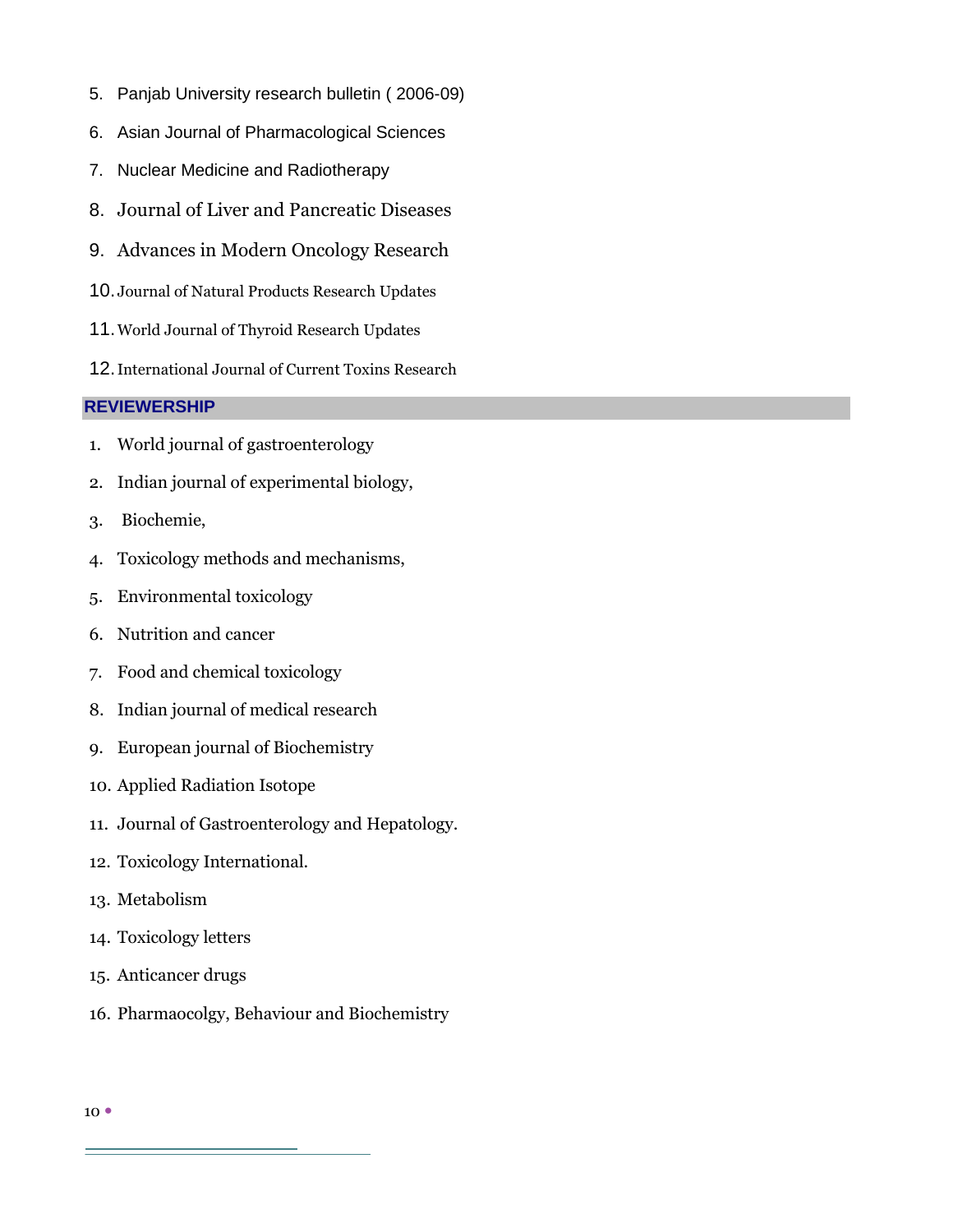5. Panjab University research bulletin ( 2006-09)
6. Asian Journal of Pharmacological Sciences
7. Nuclear Medicine and Radiotherapy
8. Journal of Liver and Pancreatic Diseases
9. Advances in Modern Oncology Research
10. Journal of Natural Products Research Updates
11. World Journal of Thyroid Research Updates
12. International Journal of Current Toxins Research

## REVIEWERSHIP

1. World journal of gastroenterology
2. Indian journal of experimental biology,
3. Biochemie,
4. Toxicology methods and mechanisms,
5. Environmental toxicology
6. Nutrition and cancer
7. Food and chemical toxicology
8. Indian journal of medical research
9. European journal of Biochemistry
10. Applied Radiation Isotope
11. Journal of Gastroenterology and Hepatology.
12. Toxicology International.
13. Metabolism
14. Toxicology letters
15. Anticancer drugs
16. Pharmaocolgy, Behaviour and Biochemistry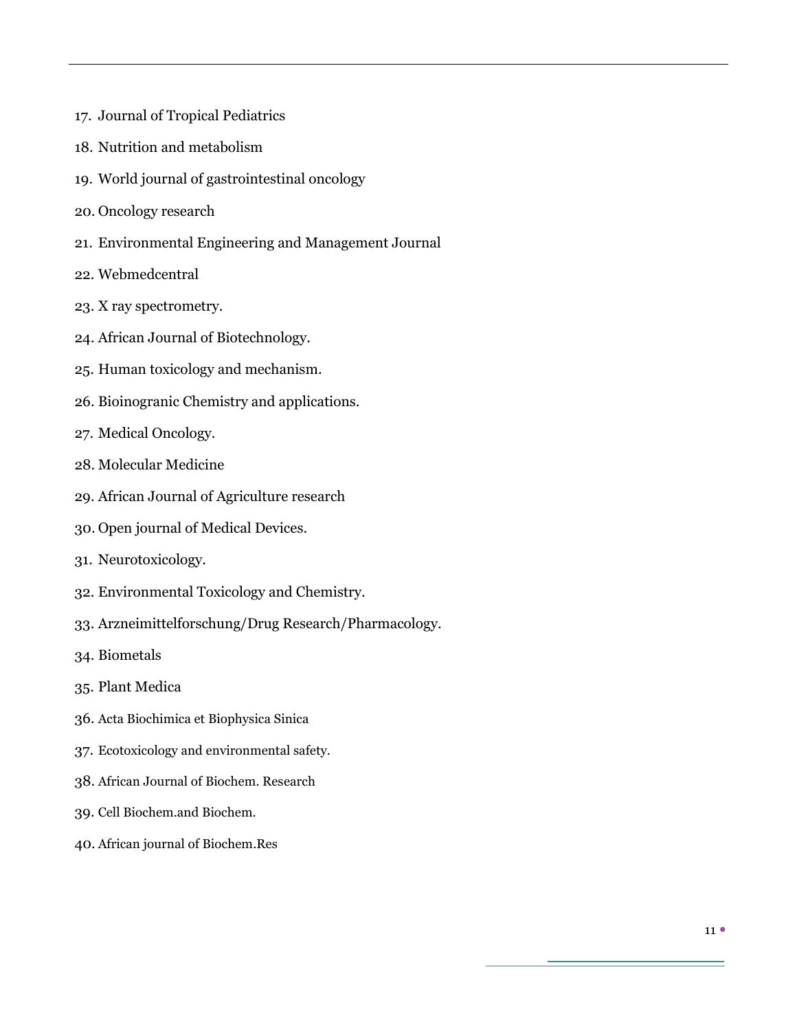17. Journal of Tropical Pediatrics
18. Nutrition and metabolism
19. World journal of gastrointestinal oncology
20. Oncology research
21. Environmental Engineering and Management Journal
22. Webmedcentral
23. X ray spectrometry.
24. African Journal of Biotechnology.
25. Human toxicology and mechanism.
26. Bioinogranic Chemistry and applications.
27. Medical Oncology.
28. Molecular Medicine
29. African Journal of Agriculture research
30. Open journal of Medical Devices.
31. Neurotoxicology.
32. Environmental Toxicology and Chemistry.
33. Arzneimittelforschung/Drug Research/Pharmacology.
34. Biometals
35. Plant Medica
36. Acta Biochimica et Biophysica Sinica
37. Ecotoxicology and environmental safety.
38. African Journal of Biochem. Research
39. Cell Biochem.and Biochem.
40. African journal of Biochem.Res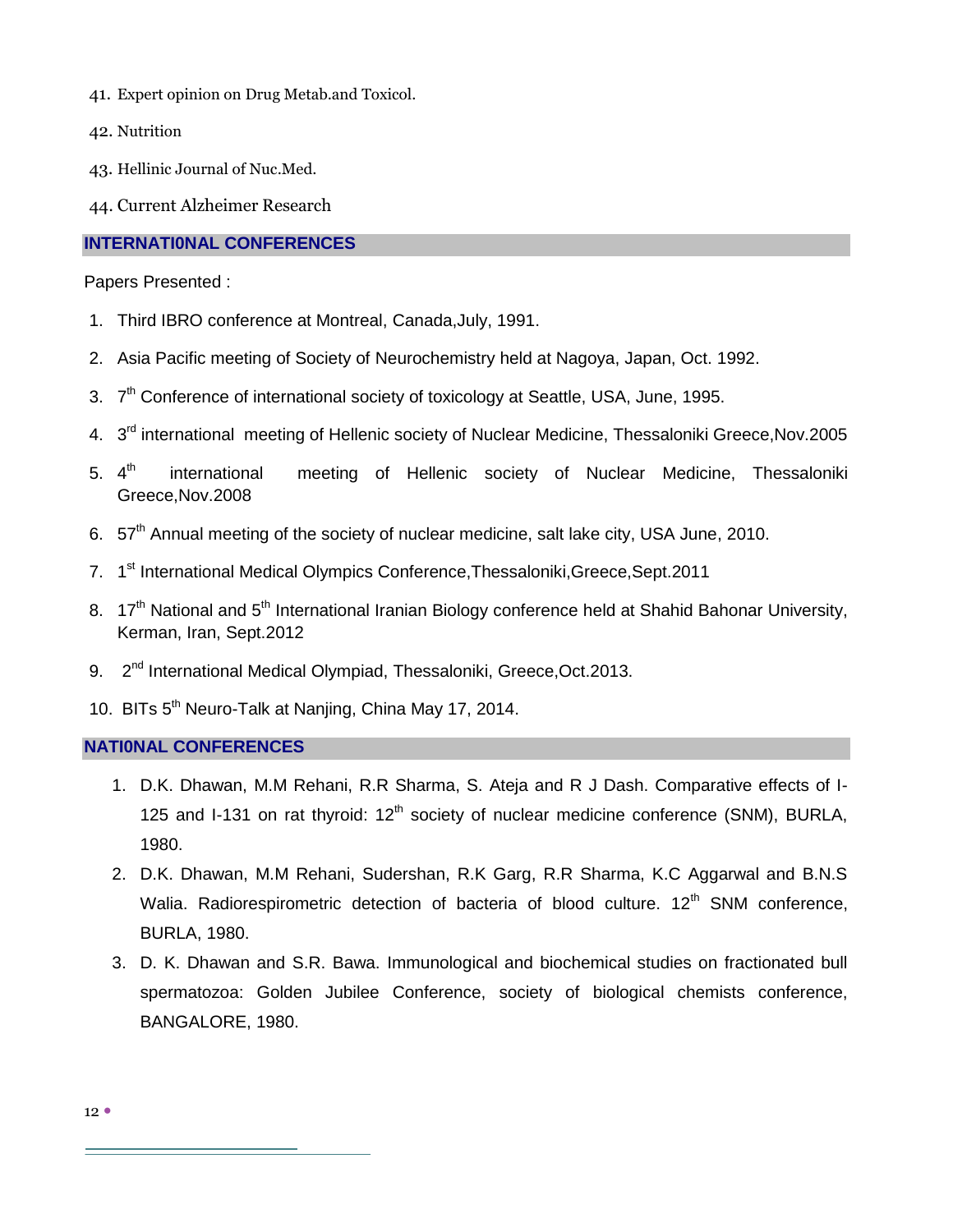41. Expert opinion on Drug Metab.and Toxicol.
42. Nutrition
43. Hellinic Journal of Nuc.Med.
44. Current Alzheimer Research

## INTERNATI0NAL CONFERENCES

Papers Presented :

1. Third IBRO conference at Montreal, Canada,July, 1991.
2. Asia Pacific meeting of Society of Neurochemistry held at Nagoya, Japan, Oct. 1992.
3. 7th Conference of international society of toxicology at Seattle, USA, June, 1995.
4. 3rd international meeting of Hellenic society of Nuclear Medicine, Thessaloniki Greece,Nov.2005
5. 4th international meeting of Hellenic society of Nuclear Medicine, Thessaloniki Greece,Nov.2008
6. 57th Annual meeting of the society of nuclear medicine, salt lake city, USA June, 2010.
7. 1st International Medical Olympics Conference,Thessaloniki,Greece,Sept.2011
8. 17th National and 5th International Iranian Biology conference held at Shahid Bahonar University, Kerman, Iran, Sept.2012
9. 2nd International Medical Olympiad, Thessaloniki, Greece,Oct.2013.
10. BITs 5th Neuro-Talk at Nanjing, China May 17, 2014.

## NATI0NAL CONFERENCES

1. D.K. Dhawan, M.M Rehani, R.R Sharma, S. Ateja and R J Dash. Comparative effects of I-125 and I-131 on rat thyroid: 12th society of nuclear medicine conference (SNM), BURLA, 1980.
2. D.K. Dhawan, M.M Rehani, Sudershan, R.K Garg, R.R Sharma, K.C Aggarwal and B.N.S Walia. Radiorespirometric detection of bacteria of blood culture. 12th SNM conference, BURLA, 1980.
3. D. K. Dhawan and S.R. Bawa. Immunological and biochemical studies on fractionated bull spermatozoa: Golden Jubilee Conference, society of biological chemists conference, BANGALORE, 1980.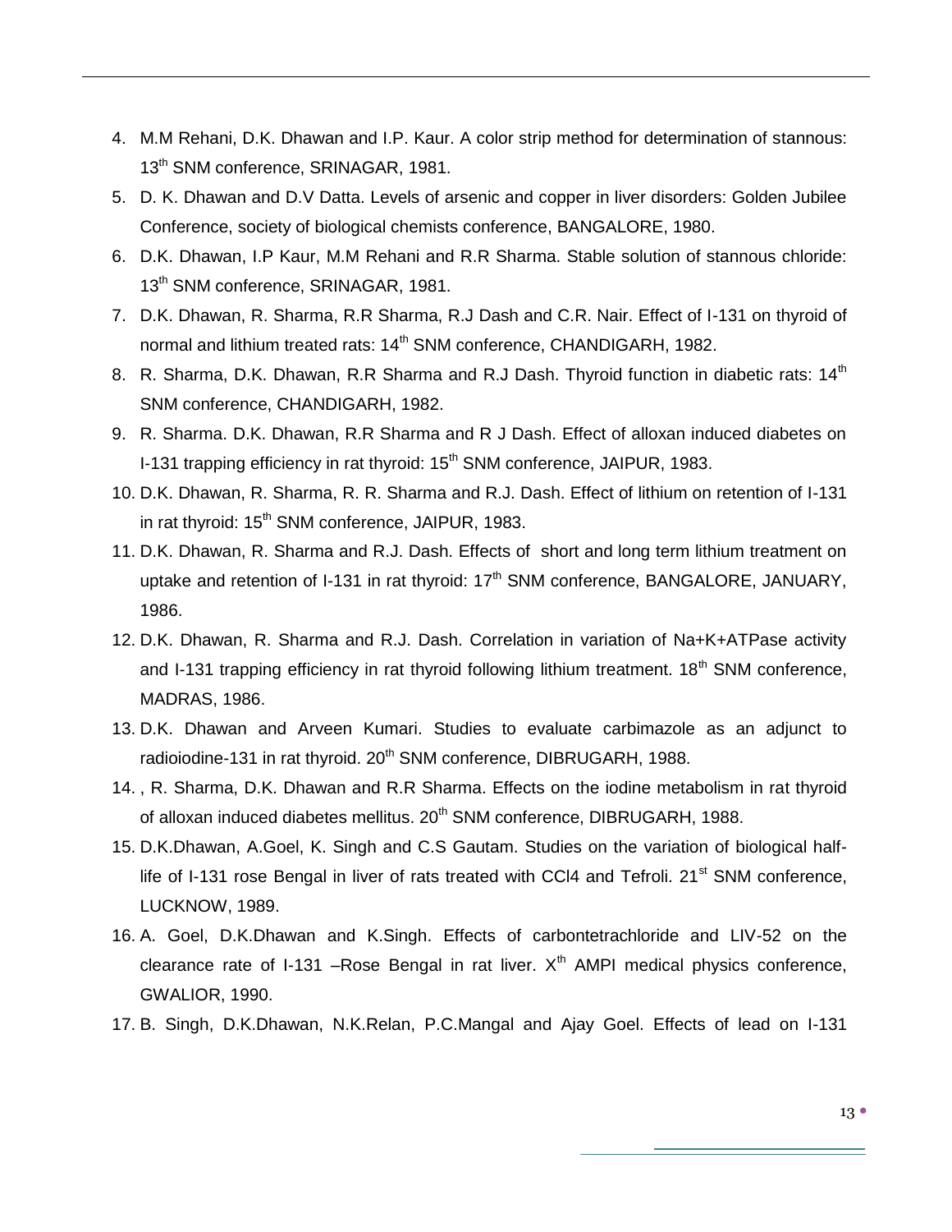4. M.M Rehani, D.K. Dhawan and I.P. Kaur. A color strip method for determination of stannous: 13th SNM conference, SRINAGAR, 1981.
5. D. K. Dhawan and D.V Datta. Levels of arsenic and copper in liver disorders: Golden Jubilee Conference, society of biological chemists conference, BANGALORE, 1980.
6. D.K. Dhawan, I.P Kaur, M.M Rehani and R.R Sharma. Stable solution of stannous chloride: 13th SNM conference, SRINAGAR, 1981.
7. D.K. Dhawan, R. Sharma, R.R Sharma, R.J Dash and C.R. Nair. Effect of I-131 on thyroid of normal and lithium treated rats: 14th SNM conference, CHANDIGARH, 1982.
8. R. Sharma, D.K. Dhawan, R.R Sharma and R.J Dash. Thyroid function in diabetic rats: 14th SNM conference, CHANDIGARH, 1982.
9. R. Sharma. D.K. Dhawan, R.R Sharma and R J Dash. Effect of alloxan induced diabetes on I-131 trapping efficiency in rat thyroid: 15th SNM conference, JAIPUR, 1983.
10. D.K. Dhawan, R. Sharma, R. R. Sharma and R.J. Dash. Effect of lithium on retention of I-131 in rat thyroid: 15th SNM conference, JAIPUR, 1983.
11. D.K. Dhawan, R. Sharma and R.J. Dash. Effects of short and long term lithium treatment on uptake and retention of I-131 in rat thyroid: 17th SNM conference, BANGALORE, JANUARY, 1986.
12. D.K. Dhawan, R. Sharma and R.J. Dash. Correlation in variation of Na+K+ATPase activity and I-131 trapping efficiency in rat thyroid following lithium treatment. 18th SNM conference, MADRAS, 1986.
13. D.K. Dhawan and Arveen Kumari. Studies to evaluate carbimazole as an adjunct to radioiodine-131 in rat thyroid. 20th SNM conference, DIBRUGARH, 1988.
14. , R. Sharma, D.K. Dhawan and R.R Sharma. Effects on the iodine metabolism in rat thyroid of alloxan induced diabetes mellitus. 20th SNM conference, DIBRUGARH, 1988.
15. D.K.Dhawan, A.Goel, K. Singh and C.S Gautam. Studies on the variation of biological half-life of I-131 rose Bengal in liver of rats treated with $CCl_4$ and Tefroli. 21st SNM conference, LUCKNOW, 1989.
16. A. Goel, D.K.Dhawan and K.Singh. Effects of carbontetrachloride and LIV-52 on the clearance rate of I-131 –Rose Bengal in rat liver. Xth AMPI medical physics conference, GWALIOR, 1990.
17. B. Singh, D.K.Dhawan, N.K.Relan, P.C.Mangal and Ajay Goel. Effects of lead on I-131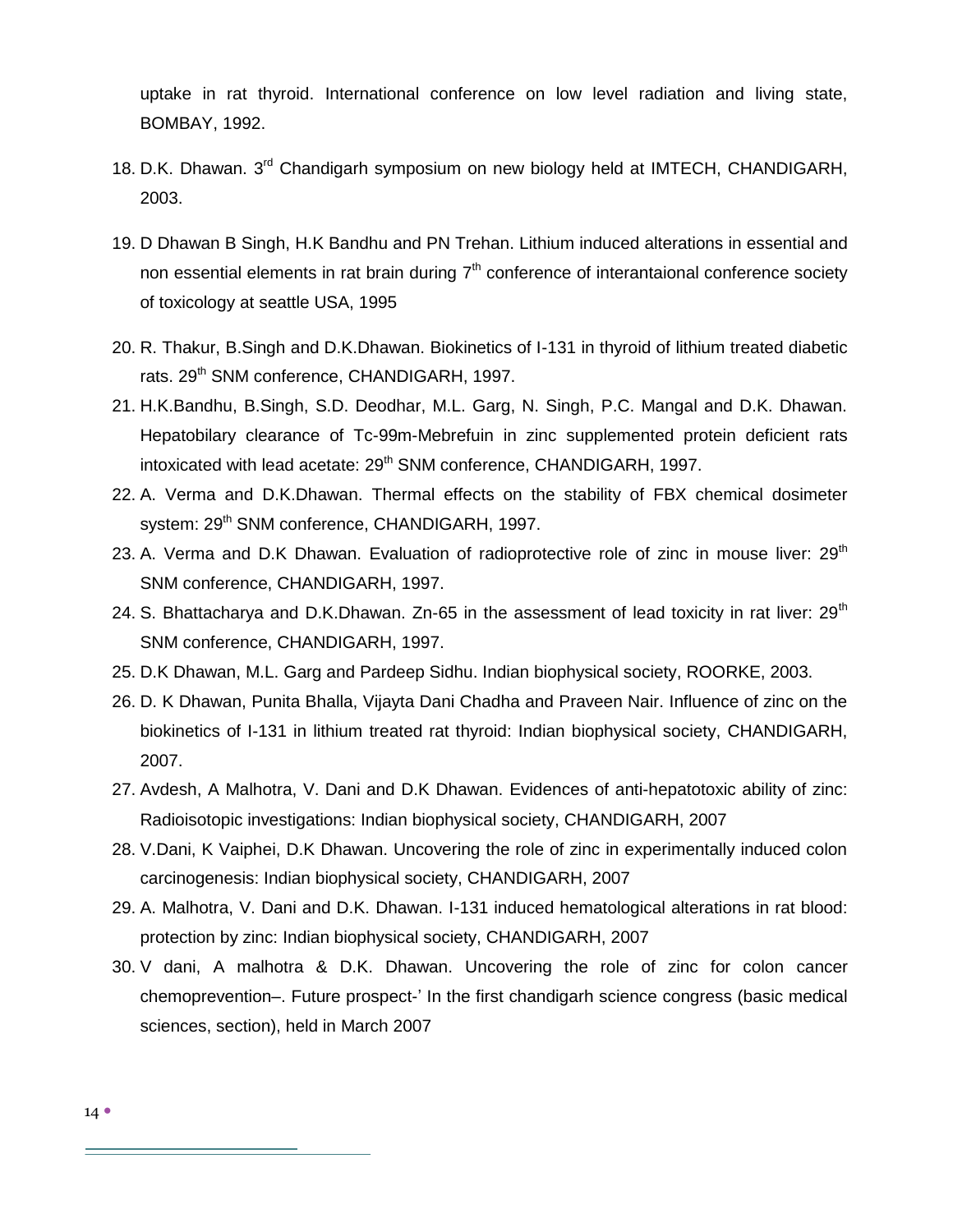uptake in rat thyroid. International conference on low level radiation and living state, BOMBAY, 1992.

18. D.K. Dhawan. 3rd Chandigarh symposium on new biology held at IMTECH, CHANDIGARH, 2003.

19. D Dhawan B Singh, H.K Bandhu and PN Trehan. Lithium induced alterations in essential and non essential elements in rat brain during 7th conference of interantaional conference society of toxicology at seattle USA, 1995

20. R. Thakur, B.Singh and D.K.Dhawan. Biokinetics of I-131 in thyroid of lithium treated diabetic rats. 29th SNM conference, CHANDIGARH, 1997.
21. H.K.Bandhu, B.Singh, S.D. Deodhar, M.L. Garg, N. Singh, P.C. Mangal and D.K. Dhawan. Hepatobilary clearance of Tc-99m-Mebrefuin in zinc supplemented protein deficient rats intoxicated with lead acetate: 29th SNM conference, CHANDIGARH, 1997.
22. A. Verma and D.K.Dhawan. Thermal effects on the stability of FBX chemical dosimeter system: 29th SNM conference, CHANDIGARH, 1997.
23. A. Verma and D.K Dhawan. Evaluation of radioprotective role of zinc in mouse liver: 29th SNM conference, CHANDIGARH, 1997.
24. S. Bhattacharya and D.K.Dhawan. Zn-65 in the assessment of lead toxicity in rat liver: 29th SNM conference, CHANDIGARH, 1997.
25. D.K Dhawan, M.L. Garg and Pardeep Sidhu. Indian biophysical society, ROORKE, 2003.
26. D. K Dhawan, Punita Bhalla, Vijayta Dani Chadha and Praveen Nair. Influence of zinc on the biokinetics of I-131 in lithium treated rat thyroid: Indian biophysical society, CHANDIGARH, 2007.
27. Avdesh, A Malhotra, V. Dani and D.K Dhawan. Evidences of anti-hepatotoxic ability of zinc: Radioisotopic investigations: Indian biophysical society, CHANDIGARH, 2007
28. V.Dani, K Vaiphei, D.K Dhawan. Uncovering the role of zinc in experimentally induced colon carcinogenesis: Indian biophysical society, CHANDIGARH, 2007
29. A. Malhotra, V. Dani and D.K. Dhawan. I-131 induced hematological alterations in rat blood: protection by zinc: Indian biophysical society, CHANDIGARH, 2007
30. V dani, A malhotra & D.K. Dhawan. Uncovering the role of zinc for colon cancer chemoprevention–. Future prospect-' In the first chandigarh science congress (basic medical sciences, section), held in March 2007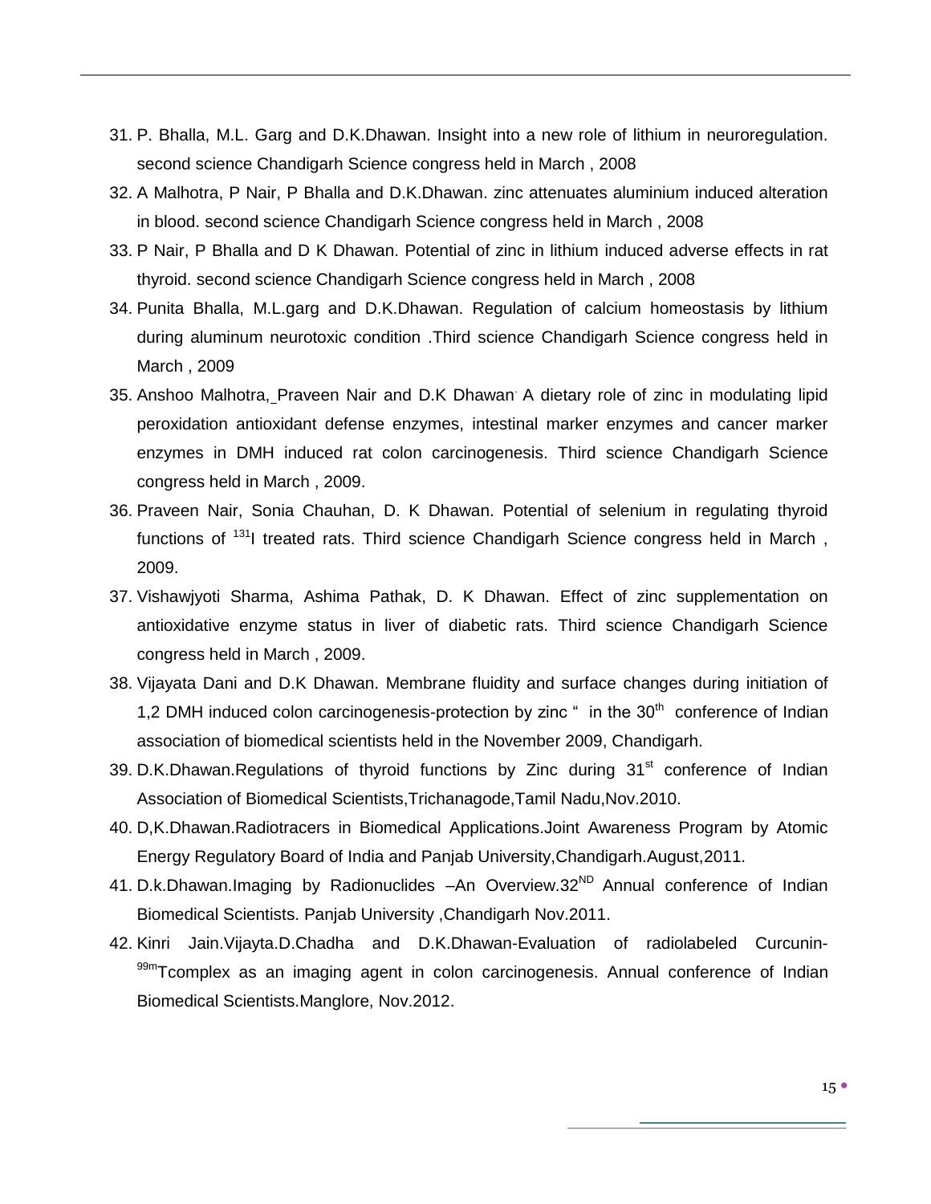31. P. Bhalla, M.L. Garg and D.K.Dhawan. Insight into a new role of lithium in neuroregulation. second science Chandigarh Science congress held in March , 2008
32. A Malhotra, P Nair, P Bhalla and D.K.Dhawan. zinc attenuates aluminium induced alteration in blood. second science Chandigarh Science congress held in March , 2008
33. P Nair, P Bhalla and D K Dhawan. Potential of zinc in lithium induced adverse effects in rat thyroid. second science Chandigarh Science congress held in March , 2008
34. Punita Bhalla, M.L.garg and D.K.Dhawan. Regulation of calcium homeostasis by lithium during aluminum neurotoxic condition .Third science Chandigarh Science congress held in March , 2009
35. Anshoo Malhotra, Praveen Nair and D.K Dhawan. A dietary role of zinc in modulating lipid peroxidation antioxidant defense enzymes, intestinal marker enzymes and cancer marker enzymes in DMH induced rat colon carcinogenesis. Third science Chandigarh Science congress held in March , 2009.
36. Praveen Nair, Sonia Chauhan, D. K Dhawan. Potential of selenium in regulating thyroid functions of $^{131}$I treated rats. Third science Chandigarh Science congress held in March , 2009.
37. Vishawjyoti Sharma, Ashima Pathak, D. K Dhawan. Effect of zinc supplementation on antioxidative enzyme status in liver of diabetic rats. Third science Chandigarh Science congress held in March , 2009.
38. Vijayata Dani and D.K Dhawan. Membrane fluidity and surface changes during initiation of 1,2 DMH induced colon carcinogenesis-protection by zinc " in the 30$^{th}$ conference of Indian association of biomedical scientists held in the November 2009, Chandigarh.
39. D.K.Dhawan.Regulations of thyroid functions by Zinc during 31$^{st}$ conference of Indian Association of Biomedical Scientists,Trichanagode,Tamil Nadu,Nov.2010.
40. D,K.Dhawan.Radiotracers in Biomedical Applications.Joint Awareness Program by Atomic Energy Regulatory Board of India and Panjab University,Chandigarh.August,2011.
41. D.k.Dhawan.Imaging by Radionuclides –An Overview.32$^{ND}$ Annual conference of Indian Biomedical Scientists. Panjab University ,Chandigarh Nov.2011.
42. Kinri Jain.Vijayta.D.Chadha and D.K.Dhawan-Evaluation of radiolabeled Curcunin-$^{99m}$Tcomplex as an imaging agent in colon carcinogenesis. Annual conference of Indian Biomedical Scientists.Manglore, Nov.2012.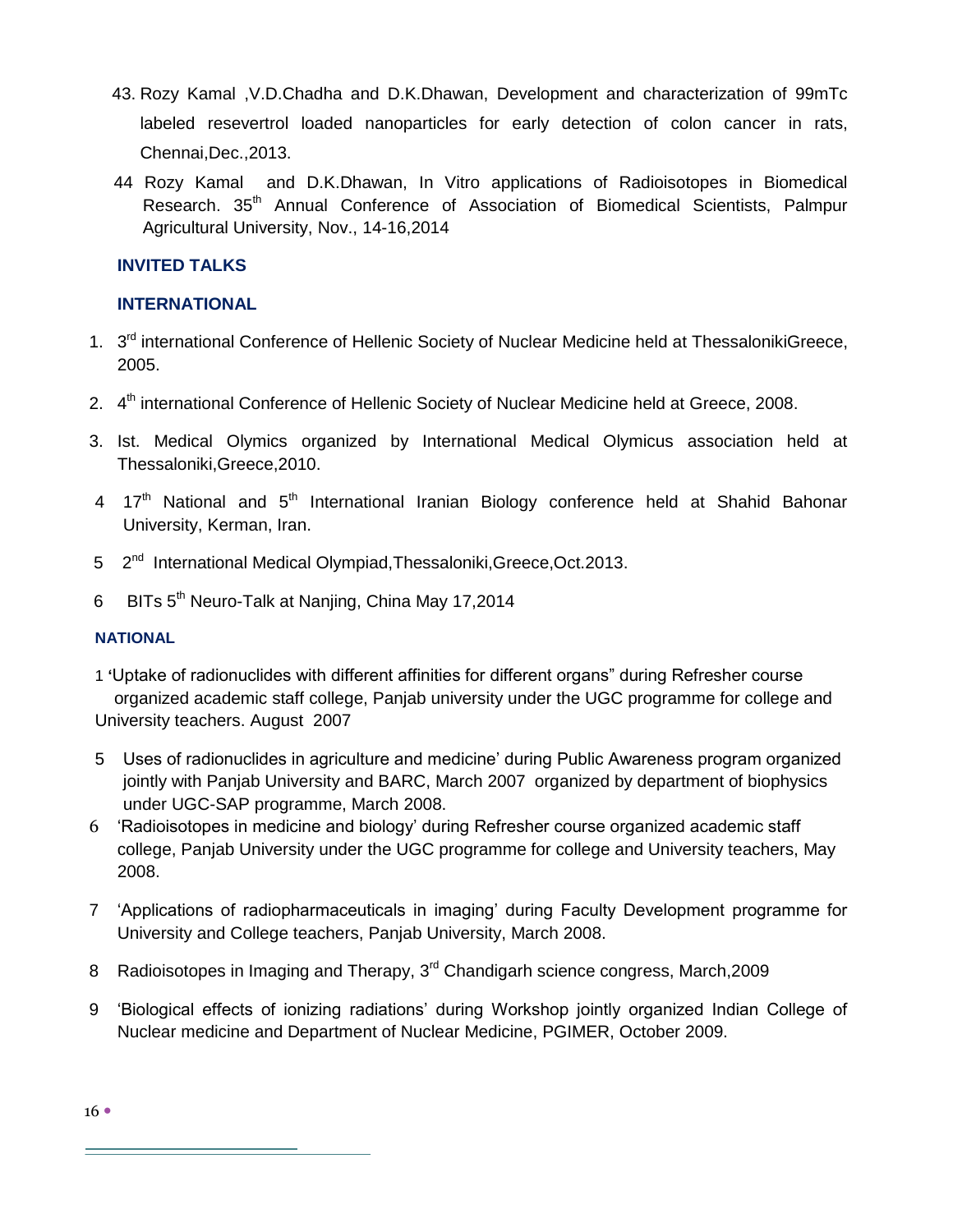43. Rozy Kamal ,V.D.Chadha and D.K.Dhawan, Development and characterization of 99mTc labeled resevertrol loaded nanoparticles for early detection of colon cancer in rats, Chennai,Dec.,2013.

44 Rozy Kamal and D.K.Dhawan, In Vitro applications of Radioisotopes in Biomedical Research. 35th Annual Conference of Association of Biomedical Scientists, Palmpur Agricultural University, Nov., 14-16,2014

**INVITED TALKS**

**INTERNATIONAL**

1. 3rd international Conference of Hellenic Society of Nuclear Medicine held at ThessalonikiGreece, 2005.

2. 4th international Conference of Hellenic Society of Nuclear Medicine held at Greece, 2008.

3. Ist. Medical Olymics organized by International Medical Olymicus association held at Thessaloniki,Greece,2010.

4 17th National and 5th International Iranian Biology conference held at Shahid Bahonar University, Kerman, Iran.

5 2nd International Medical Olympiad,Thessaloniki,Greece,Oct.2013.

6 BITs 5th Neuro-Talk at Nanjing, China May 17,2014

**NATIONAL**

1 'Uptake of radionuclides with different affinities for different organs" during Refresher course organized academic staff college, Panjab university under the UGC programme for college and University teachers. August 2007

5 Uses of radionuclides in agriculture and medicine' during Public Awareness program organized jointly with Panjab University and BARC, March 2007 organized by department of biophysics under UGC-SAP programme, March 2008.

6 'Radioisotopes in medicine and biology' during Refresher course organized academic staff college, Panjab University under the UGC programme for college and University teachers, May 2008.

7 'Applications of radiopharmaceuticals in imaging' during Faculty Development programme for University and College teachers, Panjab University, March 2008.

8 Radioisotopes in Imaging and Therapy, 3rd Chandigarh science congress, March,2009

9 'Biological effects of ionizing radiations' during Workshop jointly organized Indian College of Nuclear medicine and Department of Nuclear Medicine, PGIMER, October 2009.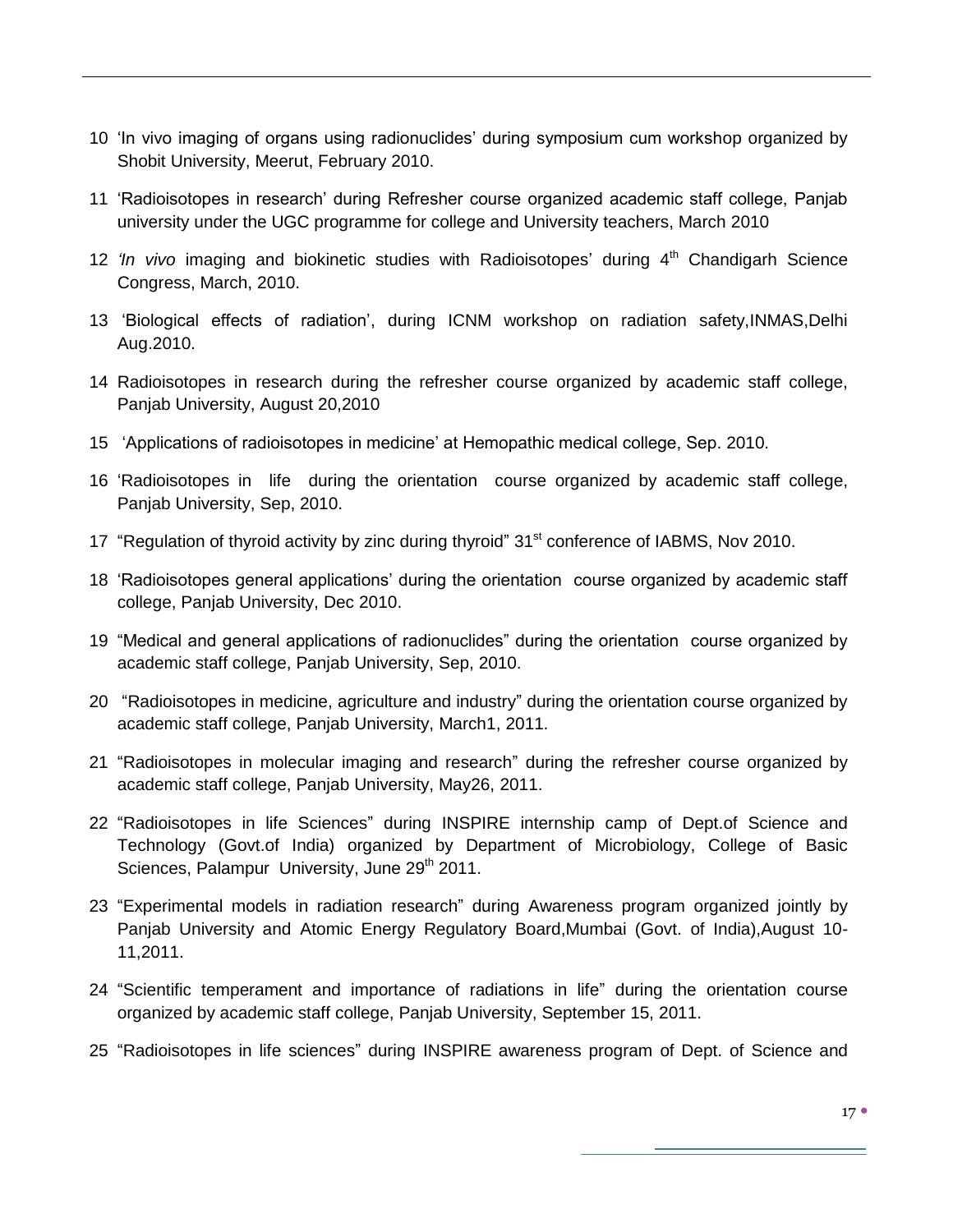10 'In vivo imaging of organs using radionuclides' during symposium cum workshop organized by Shobit University, Meerut, February 2010.

11 'Radioisotopes in research' during Refresher course organized academic staff college, Panjab university under the UGC programme for college and University teachers, March 2010

12 *'In vivo* imaging and biokinetic studies with Radioisotopes' during 4th Chandigarh Science Congress, March, 2010.

13 'Biological effects of radiation', during ICNM workshop on radiation safety,INMAS,Delhi Aug.2010.

14 Radioisotopes in research during the refresher course organized by academic staff college, Panjab University, August 20,2010

15 'Applications of radioisotopes in medicine' at Hemopathic medical college, Sep. 2010.

16 'Radioisotopes in life during the orientation course organized by academic staff college, Panjab University, Sep, 2010.

17 "Regulation of thyroid activity by zinc during thyroid" 31st conference of IABMS, Nov 2010.

18 'Radioisotopes general applications' during the orientation course organized by academic staff college, Panjab University, Dec 2010.

19 "Medical and general applications of radionuclides" during the orientation course organized by academic staff college, Panjab University, Sep, 2010.

20 "Radioisotopes in medicine, agriculture and industry" during the orientation course organized by academic staff college, Panjab University, March1, 2011.

21 "Radioisotopes in molecular imaging and research" during the refresher course organized by academic staff college, Panjab University, May26, 2011.

22 "Radioisotopes in life Sciences" during INSPIRE internship camp of Dept.of Science and Technology (Govt.of India) organized by Department of Microbiology, College of Basic Sciences, Palampur University, June 29th 2011.

23 "Experimental models in radiation research" during Awareness program organized jointly by Panjab University and Atomic Energy Regulatory Board,Mumbai (Govt. of India),August 10-11,2011.

24 "Scientific temperament and importance of radiations in life" during the orientation course organized by academic staff college, Panjab University, September 15, 2011.

25 "Radioisotopes in life sciences" during INSPIRE awareness program of Dept. of Science and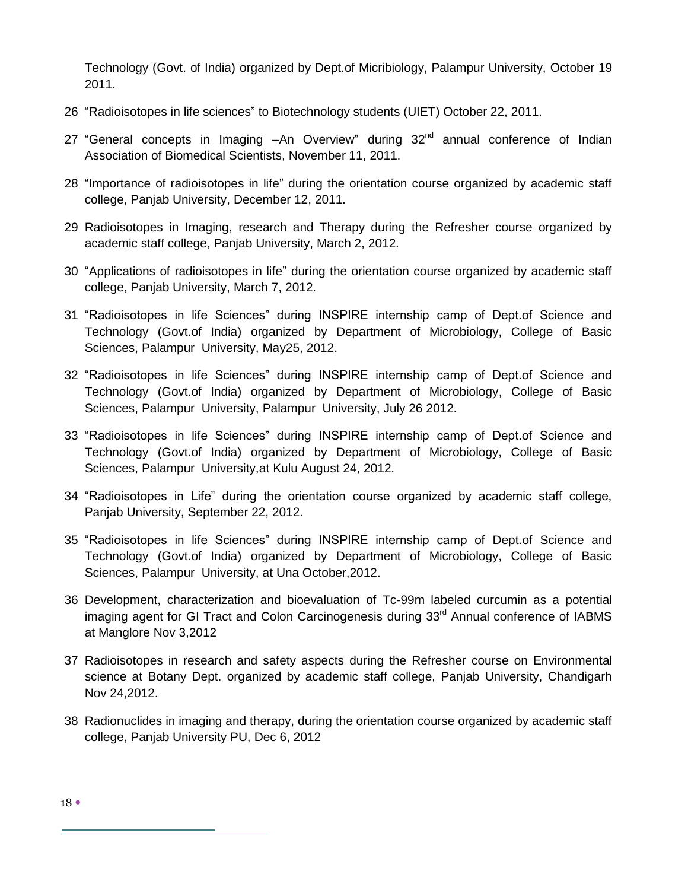Technology (Govt. of India) organized by Dept.of Micribiology, Palampur University, October 19 2011.

26 "Radioisotopes in life sciences" to Biotechnology students (UIET) October 22, 2011.

27 "General concepts in Imaging –An Overview" during 32nd annual conference of Indian Association of Biomedical Scientists, November 11, 2011.

28 "Importance of radioisotopes in life" during the orientation course organized by academic staff college, Panjab University, December 12, 2011.

29 Radioisotopes in Imaging, research and Therapy during the Refresher course organized by academic staff college, Panjab University, March 2, 2012.

30 "Applications of radioisotopes in life" during the orientation course organized by academic staff college, Panjab University, March 7, 2012.

31 "Radioisotopes in life Sciences" during INSPIRE internship camp of Dept.of Science and Technology (Govt.of India) organized by Department of Microbiology, College of Basic Sciences, Palampur University, May25, 2012.

32 "Radioisotopes in life Sciences" during INSPIRE internship camp of Dept.of Science and Technology (Govt.of India) organized by Department of Microbiology, College of Basic Sciences, Palampur University, Palampur University, July 26 2012.

33 "Radioisotopes in life Sciences" during INSPIRE internship camp of Dept.of Science and Technology (Govt.of India) organized by Department of Microbiology, College of Basic Sciences, Palampur University,at Kulu August 24, 2012.

34 "Radioisotopes in Life" during the orientation course organized by academic staff college, Panjab University, September 22, 2012.

35 "Radioisotopes in life Sciences" during INSPIRE internship camp of Dept.of Science and Technology (Govt.of India) organized by Department of Microbiology, College of Basic Sciences, Palampur University, at Una October,2012.

36 Development, characterization and bioevaluation of Tc-99m labeled curcumin as a potential imaging agent for GI Tract and Colon Carcinogenesis during 33rd Annual conference of IABMS at Manglore Nov 3,2012

37 Radioisotopes in research and safety aspects during the Refresher course on Environmental science at Botany Dept. organized by academic staff college, Panjab University, Chandigarh Nov 24,2012.

38 Radionuclides in imaging and therapy, during the orientation course organized by academic staff college, Panjab University PU, Dec 6, 2012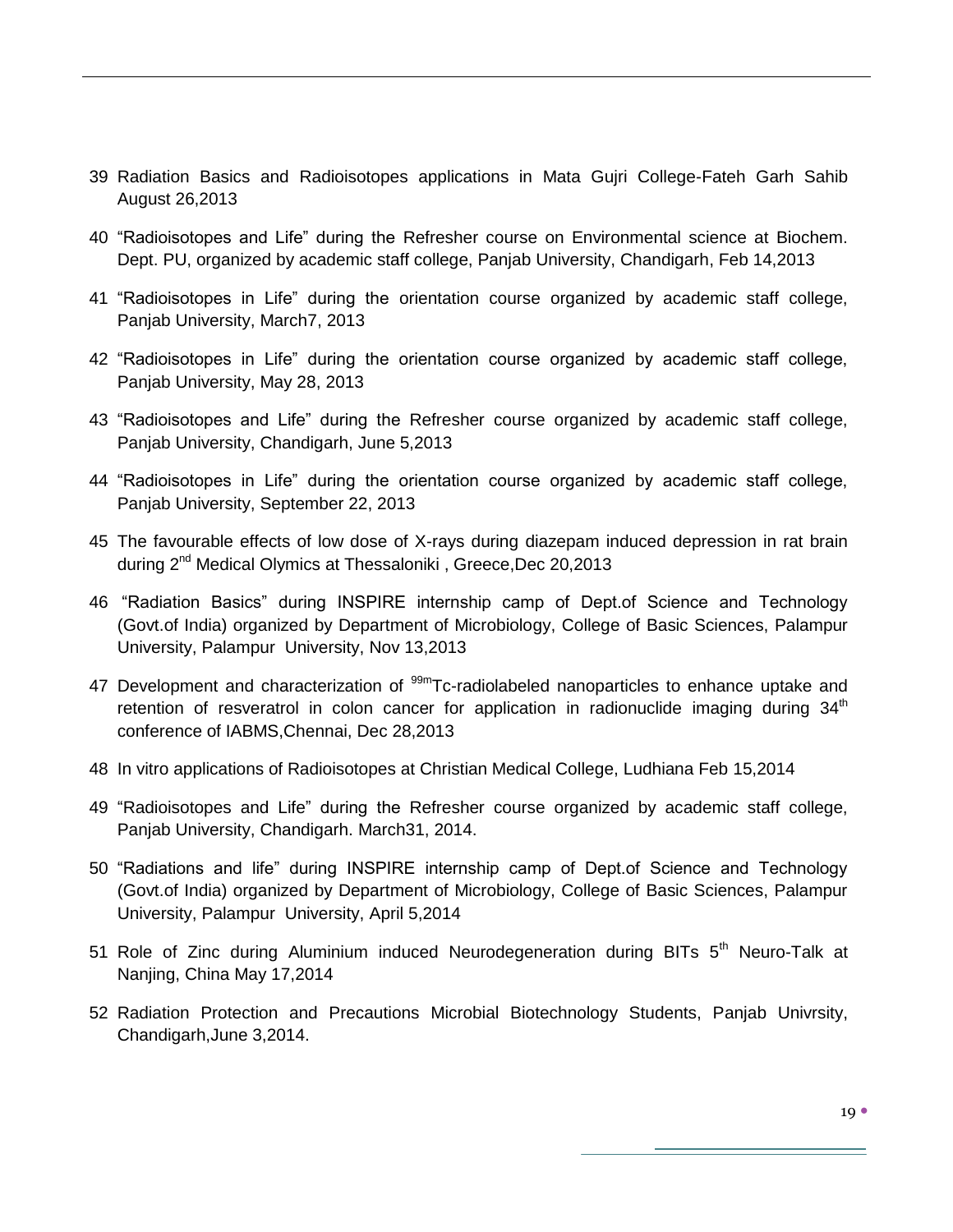39 Radiation Basics and Radioisotopes applications in Mata Gujri College-Fateh Garh Sahib August 26,2013

40 "Radioisotopes and Life" during the Refresher course on Environmental science at Biochem. Dept. PU, organized by academic staff college, Panjab University, Chandigarh, Feb 14,2013

41 "Radioisotopes in Life" during the orientation course organized by academic staff college, Panjab University, March7, 2013

42 "Radioisotopes in Life" during the orientation course organized by academic staff college, Panjab University, May 28, 2013

43 "Radioisotopes and Life" during the Refresher course organized by academic staff college, Panjab University, Chandigarh, June 5,2013

44 "Radioisotopes in Life" during the orientation course organized by academic staff college, Panjab University, September 22, 2013

45 The favourable effects of low dose of X-rays during diazepam induced depression in rat brain during 2nd Medical Olymics at Thessaloniki , Greece,Dec 20,2013

46 "Radiation Basics" during INSPIRE internship camp of Dept.of Science and Technology (Govt.of India) organized by Department of Microbiology, College of Basic Sciences, Palampur University, Palampur University, Nov 13,2013

47 Development and characterization of $^{99m}$Tc-radiolabeled nanoparticles to enhance uptake and retention of resveratrol in colon cancer for application in radionuclide imaging during 34th conference of IABMS,Chennai, Dec 28,2013

48 In vitro applications of Radioisotopes at Christian Medical College, Ludhiana Feb 15,2014

49 "Radioisotopes and Life" during the Refresher course organized by academic staff college, Panjab University, Chandigarh. March31, 2014.

50 "Radiations and life" during INSPIRE internship camp of Dept.of Science and Technology (Govt.of India) organized by Department of Microbiology, College of Basic Sciences, Palampur University, Palampur University, April 5,2014

51 Role of Zinc during Aluminium induced Neurodegeneration during BITs 5th Neuro-Talk at Nanjing, China May 17,2014

52 Radiation Protection and Precautions Microbial Biotechnology Students, Panjab Univrsity, Chandigarh,June 3,2014.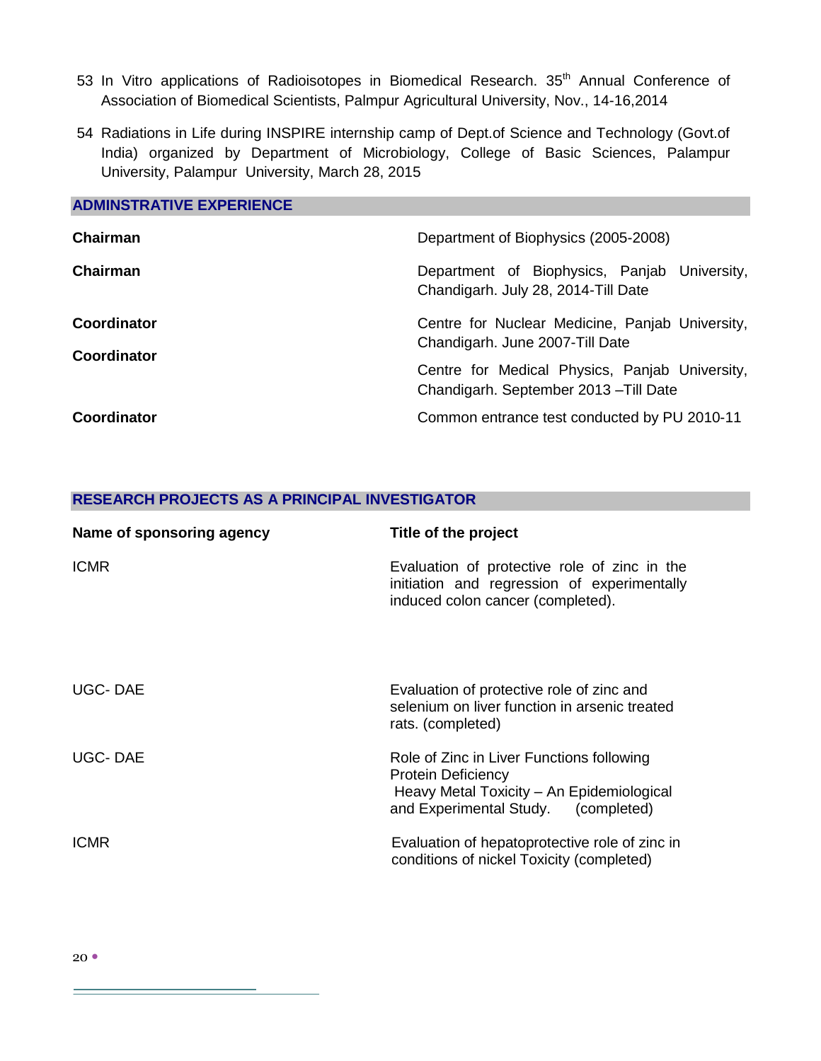53 In Vitro applications of Radioisotopes in Biomedical Research. 35th Annual Conference of Association of Biomedical Scientists, Palmpur Agricultural University, Nov., 14-16,2014

54 Radiations in Life during INSPIRE internship camp of Dept.of Science and Technology (Govt.of India) organized by Department of Microbiology, College of Basic Sciences, Palampur University, Palampur University, March 28, 2015

## ADMINSTRATIVE EXPERIENCE

| | |
|---|---|
| **Chairman** | Department of Biophysics (2005-2008) |
| **Chairman** | Department of Biophysics, Panjab University, Chandigarh. July 28, 2014-Till Date |
| **Coordinator** | Centre for Nuclear Medicine, Panjab University, Chandigarh. June 2007-Till Date |
| **Coordinator** | Centre for Medical Physics, Panjab University, Chandigarh. September 2013 –Till Date |
| **Coordinator** | Common entrance test conducted by PU 2010-11 |

## RESEARCH PROJECTS AS A PRINCIPAL INVESTIGATOR

| Name of sponsoring agency | Title of the project |
|---|---|
| ICMR | Evaluation of protective role of zinc in the initiation and regression of experimentally induced colon cancer (completed). |
| UGC- DAE | Evaluation of protective role of zinc and selenium on liver function in arsenic treated rats. (completed) |
| UGC- DAE | Role of Zinc in Liver Functions following Protein Deficiency Heavy Metal Toxicity – An Epidemiological and Experimental Study. (completed) |
| ICMR | Evaluation of hepatoprotective role of zinc in conditions of nickel Toxicity (completed) |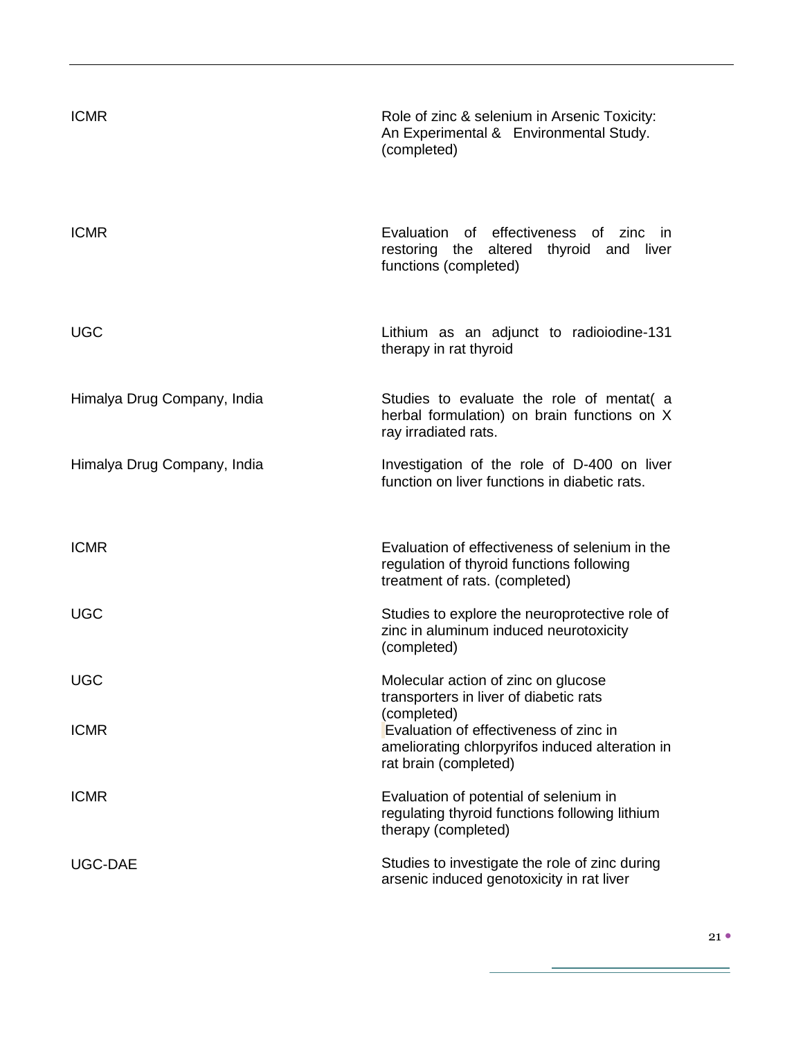| | |
|---|---|
| ICMR | Role of zinc & selenium in Arsenic Toxicity: An Experimental & Environmental Study. (completed) |
| ICMR | Evaluation of effectiveness of zinc in restoring the altered thyroid and liver functions (completed) |
| UGC | Lithium as an adjunct to radioiodine-131 therapy in rat thyroid |
| Himalya Drug Company, India | Studies to evaluate the role of mentat( a herbal formulation) on brain functions on X ray irradiated rats. |
| Himalya Drug Company, India | Investigation of the role of D-400 on liver function on liver functions in diabetic rats. |
| ICMR | Evaluation of effectiveness of selenium in the regulation of thyroid functions following treatment of rats. (completed) |
| UGC | Studies to explore the neuroprotective role of zinc in aluminum induced neurotoxicity (completed) |
| UGC | Molecular action of zinc on glucose transporters in liver of diabetic rats (completed) |
| ICMR | Evaluation of effectiveness of zinc in ameliorating chlorpyrifos induced alteration in rat brain (completed) |
| ICMR | Evaluation of potential of selenium in regulating thyroid functions following lithium therapy (completed) |
| UGC-DAE | Studies to investigate the role of zinc during arsenic induced genotoxicity in rat liver |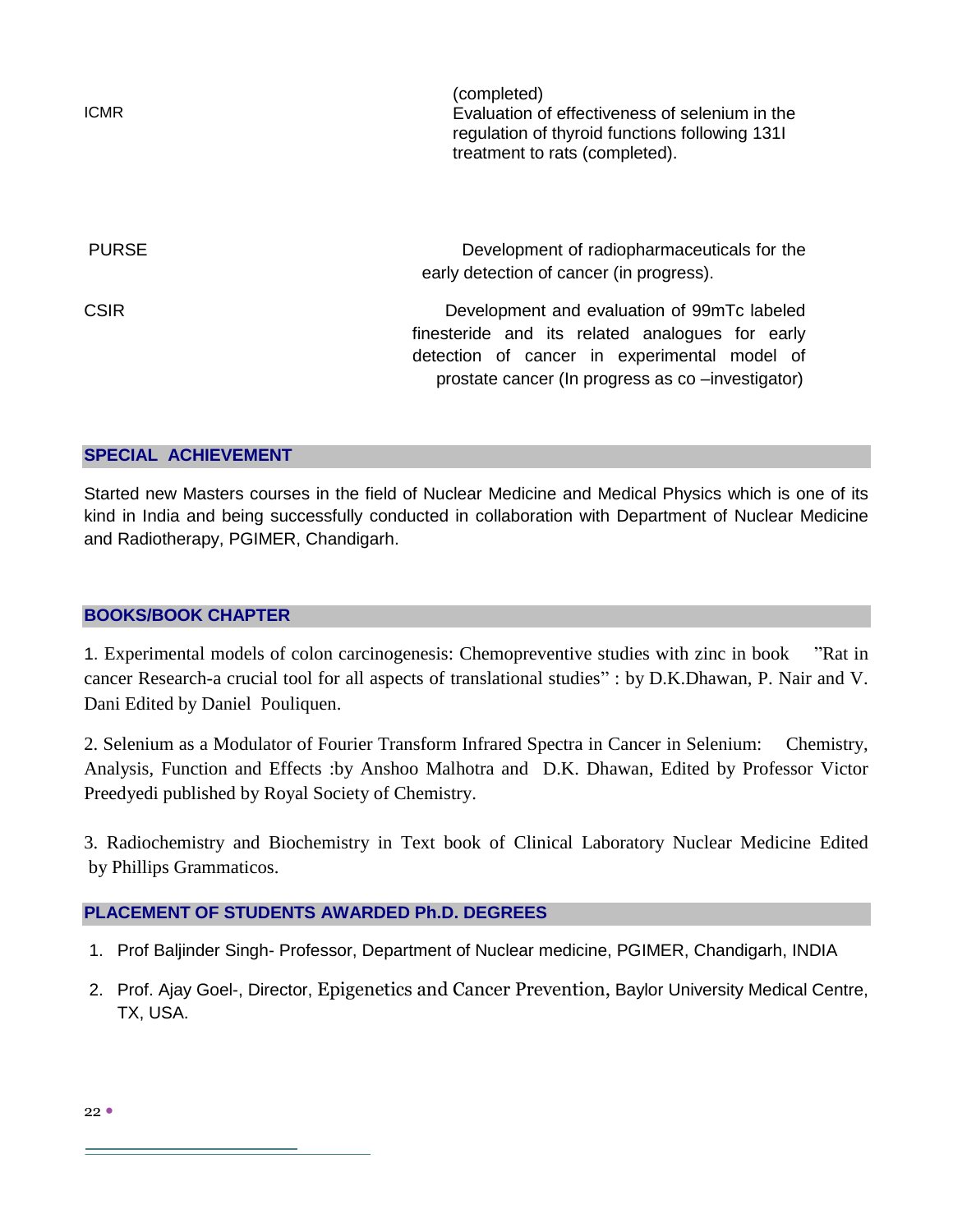| | |
|---|---|
| ICMR | (completed) Evaluation of effectiveness of selenium in the regulation of thyroid functions following 131I treatment to rats (completed). |
| PURSE | Development of radiopharmaceuticals for the early detection of cancer (in progress). |
| CSIR | Development and evaluation of 99mTc labeled finesteride and its related analogues for early detection of cancer in experimental model of prostate cancer (In progress as co –investigator) |

## SPECIAL ACHIEVEMENT

Started new Masters courses in the field of Nuclear Medicine and Medical Physics which is one of its kind in India and being successfully conducted in collaboration with Department of Nuclear Medicine and Radiotherapy, PGIMER, Chandigarh.

## BOOKS/BOOK CHAPTER

1. Experimental models of colon carcinogenesis: Chemopreventive studies with zinc in book "Rat in cancer Research-a crucial tool for all aspects of translational studies" : by D.K.Dhawan, P. Nair and V. Dani Edited by Daniel Pouliquen.

2. Selenium as a Modulator of Fourier Transform Infrared Spectra in Cancer in Selenium: Chemistry, Analysis, Function and Effects :by Anshoo Malhotra and D.K. Dhawan, Edited by Professor Victor Preedyedi published by Royal Society of Chemistry.

3. Radiochemistry and Biochemistry in Text book of Clinical Laboratory Nuclear Medicine Edited by Phillips Grammaticos.

## PLACEMENT OF STUDENTS AWARDED Ph.D. DEGREES

1. Prof Baljinder Singh- Professor, Department of Nuclear medicine, PGIMER, Chandigarh, INDIA
2. Prof. Ajay Goel-, Director, Epigenetics and Cancer Prevention, Baylor University Medical Centre, TX, USA.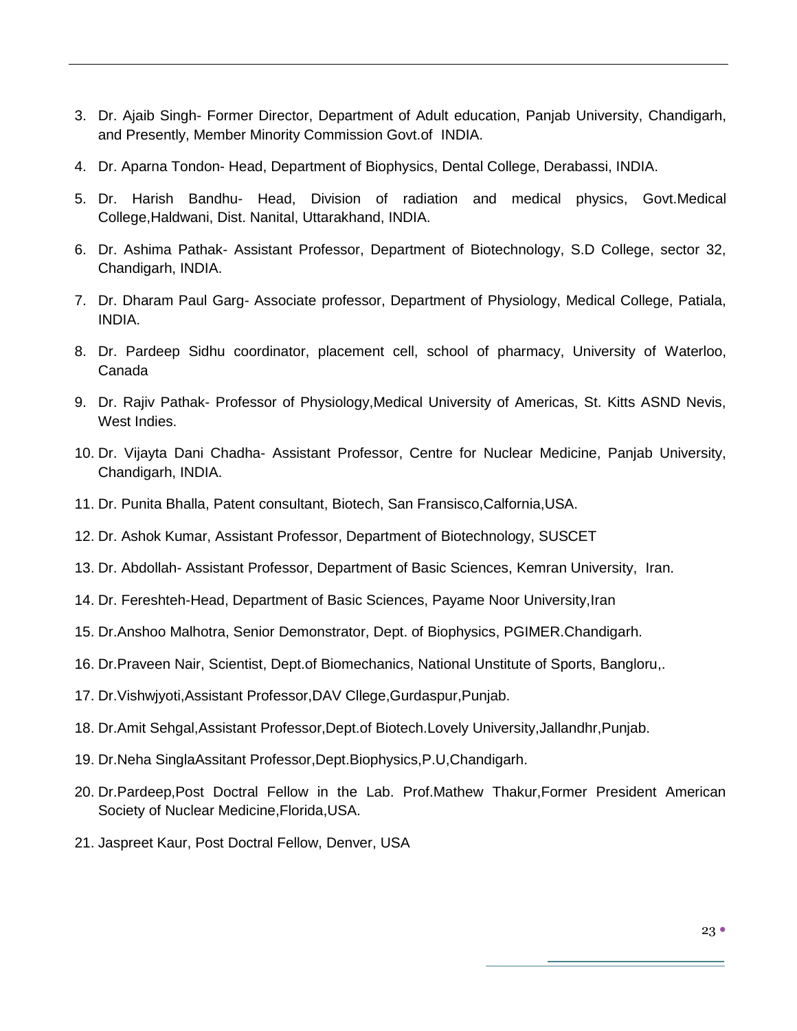3. Dr. Ajaib Singh- Former Director, Department of Adult education, Panjab University, Chandigarh, and Presently, Member Minority Commission Govt.of INDIA.
4. Dr. Aparna Tondon- Head, Department of Biophysics, Dental College, Derabassi, INDIA.
5. Dr. Harish Bandhu- Head, Division of radiation and medical physics, Govt.Medical College,Haldwani, Dist. Nanital, Uttarakhand, INDIA.
6. Dr. Ashima Pathak- Assistant Professor, Department of Biotechnology, S.D College, sector 32, Chandigarh, INDIA.
7. Dr. Dharam Paul Garg- Associate professor, Department of Physiology, Medical College, Patiala, INDIA.
8. Dr. Pardeep Sidhu coordinator, placement cell, school of pharmacy, University of Waterloo, Canada
9. Dr. Rajiv Pathak- Professor of Physiology,Medical University of Americas, St. Kitts ASND Nevis, West Indies.
10. Dr. Vijayta Dani Chadha- Assistant Professor, Centre for Nuclear Medicine, Panjab University, Chandigarh, INDIA.
11. Dr. Punita Bhalla, Patent consultant, Biotech, San Fransisco,Calfornia,USA.
12. Dr. Ashok Kumar, Assistant Professor, Department of Biotechnology, SUSCET
13. Dr. Abdollah- Assistant Professor, Department of Basic Sciences, Kemran University, Iran.
14. Dr. Fereshteh-Head, Department of Basic Sciences, Payame Noor University,Iran
15. Dr.Anshoo Malhotra, Senior Demonstrator, Dept. of Biophysics, PGIMER.Chandigarh.
16. Dr.Praveen Nair, Scientist, Dept.of Biomechanics, National Unstitute of Sports, Bangloru,.
17. Dr.Vishwjyoti,Assistant Professor,DAV Cllege,Gurdaspur,Punjab.
18. Dr.Amit Sehgal,Assistant Professor,Dept.of Biotech.Lovely University,Jallandhr,Punjab.
19. Dr.Neha SinglaAssitant Professor,Dept.Biophysics,P.U,Chandigarh.
20. Dr.Pardeep,Post Doctral Fellow in the Lab. Prof.Mathew Thakur,Former President American Society of Nuclear Medicine,Florida,USA.
21. Jaspreet Kaur, Post Doctral Fellow, Denver, USA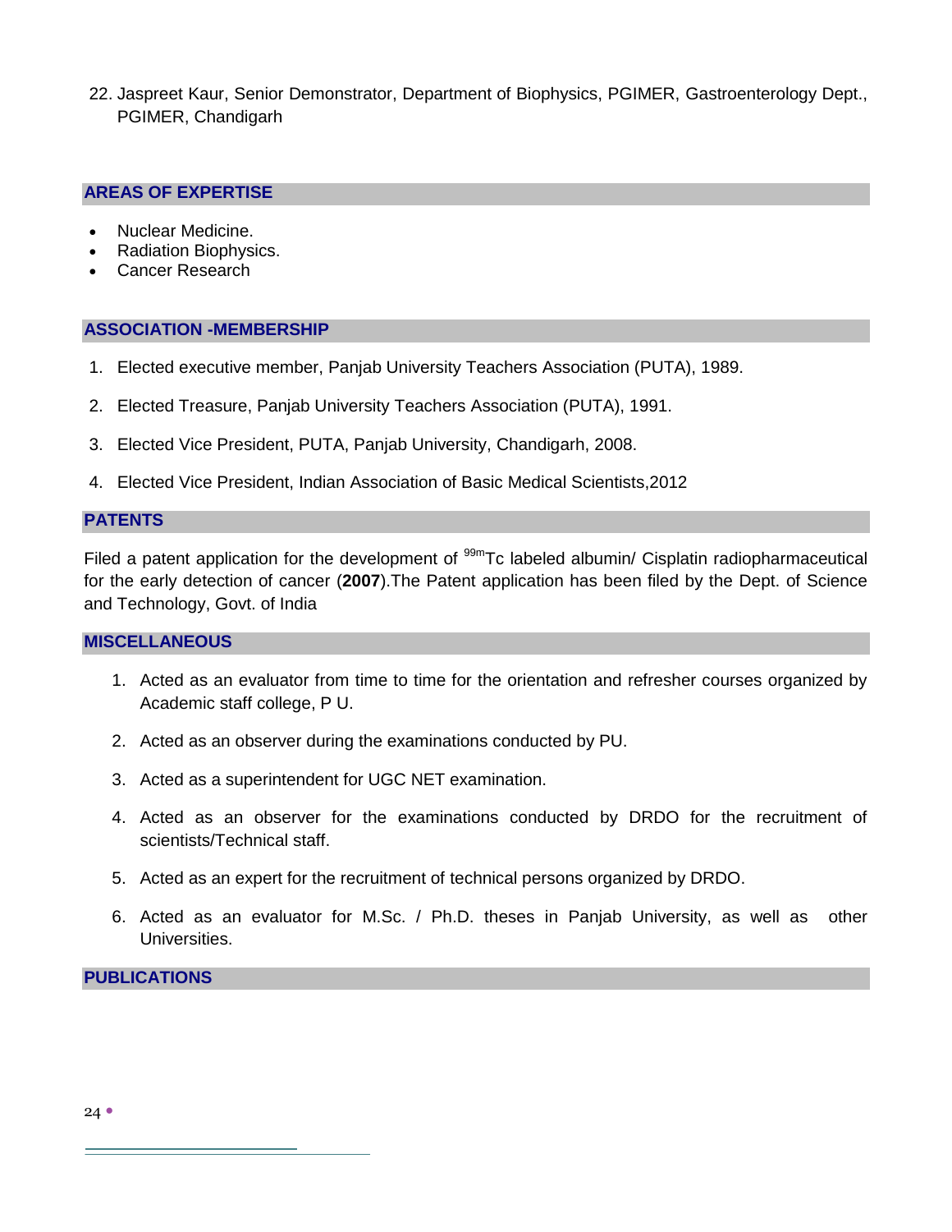22. Jaspreet Kaur, Senior Demonstrator, Department of Biophysics, PGIMER, Gastroenterology Dept., PGIMER, Chandigarh

## AREAS OF EXPERTISE

- Nuclear Medicine.
- Radiation Biophysics.
- Cancer Research

## ASSOCIATION -MEMBERSHIP

1. Elected executive member, Panjab University Teachers Association (PUTA), 1989.
2. Elected Treasure, Panjab University Teachers Association (PUTA), 1991.
3. Elected Vice President, PUTA, Panjab University, Chandigarh, 2008.
4. Elected Vice President, Indian Association of Basic Medical Scientists,2012

## PATENTS

Filed a patent application for the development of $^{99m}$Tc labeled albumin/ Cisplatin radiopharmaceutical for the early detection of cancer (**2007**).The Patent application has been filed by the Dept. of Science and Technology, Govt. of India

## MISCELLANEOUS

1. Acted as an evaluator from time to time for the orientation and refresher courses organized by Academic staff college, P U.
2. Acted as an observer during the examinations conducted by PU.
3. Acted as a superintendent for UGC NET examination.
4. Acted as an observer for the examinations conducted by DRDO for the recruitment of scientists/Technical staff.
5. Acted as an expert for the recruitment of technical persons organized by DRDO.
6. Acted as an evaluator for M.Sc. / Ph.D. theses in Panjab University, as well as other Universities.

## PUBLICATIONS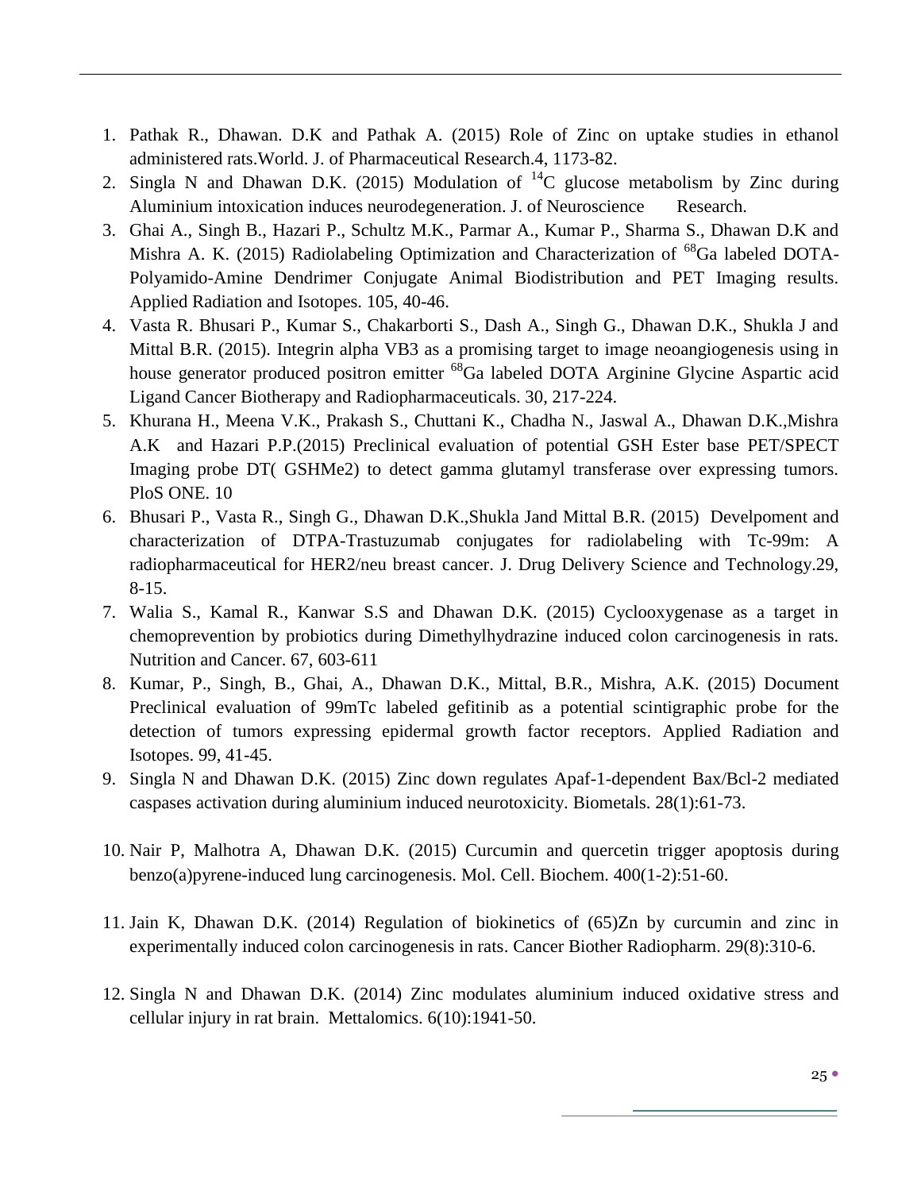1. Pathak R., Dhawan. D.K and Pathak A. (2015) Role of Zinc on uptake studies in ethanol administered rats.World. J. of Pharmaceutical Research.4, 1173-82.
2. Singla N and Dhawan D.K. (2015) Modulation of $^{14}$C glucose metabolism by Zinc during Aluminium intoxication induces neurodegeneration. J. of Neuroscience Research.
3. Ghai A., Singh B., Hazari P., Schultz M.K., Parmar A., Kumar P., Sharma S., Dhawan D.K and Mishra A. K. (2015) Radiolabeling Optimization and Characterization of $^{68}$Ga labeled DOTA-Polyamido-Amine Dendrimer Conjugate Animal Biodistribution and PET Imaging results. Applied Radiation and Isotopes. 105, 40-46.
4. Vasta R. Bhusari P., Kumar S., Chakarborti S., Dash A., Singh G., Dhawan D.K., Shukla J and Mittal B.R. (2015). Integrin alpha VB3 as a promising target to image neoangiogenesis using in house generator produced positron emitter $^{68}$Ga labeled DOTA Arginine Glycine Aspartic acid Ligand Cancer Biotherapy and Radiopharmaceuticals. 30, 217-224.
5. Khurana H., Meena V.K., Prakash S., Chuttani K., Chadha N., Jaswal A., Dhawan D.K.,Mishra A.K and Hazari P.P.(2015) Preclinical evaluation of potential GSH Ester base PET/SPECT Imaging probe DT( GSHMe2) to detect gamma glutamyl transferase over expressing tumors. PloS ONE. 10
6. Bhusari P., Vasta R., Singh G., Dhawan D.K.,Shukla Jand Mittal B.R. (2015) Develpoment and characterization of DTPA-Trastuzumab conjugates for radiolabeling with Tc-99m: A radiopharmaceutical for HER2/neu breast cancer. J. Drug Delivery Science and Technology.29, 8-15.
7. Walia S., Kamal R., Kanwar S.S and Dhawan D.K. (2015) Cyclooxygenase as a target in chemoprevention by probiotics during Dimethylhydrazine induced colon carcinogenesis in rats. Nutrition and Cancer. 67, 603-611
8. Kumar, P., Singh, B., Ghai, A., Dhawan D.K., Mittal, B.R., Mishra, A.K. (2015) Document Preclinical evaluation of 99mTc labeled gefitinib as a potential scintigraphic probe for the detection of tumors expressing epidermal growth factor receptors. Applied Radiation and Isotopes. 99, 41-45.
9. Singla N and Dhawan D.K. (2015) Zinc down regulates Apaf-1-dependent Bax/Bcl-2 mediated caspases activation during aluminium induced neurotoxicity. Biometals. 28(1):61-73.
10. Nair P, Malhotra A, Dhawan D.K. (2015) Curcumin and quercetin trigger apoptosis during benzo(a)pyrene-induced lung carcinogenesis. Mol. Cell. Biochem. 400(1-2):51-60.
11. Jain K, Dhawan D.K. (2014) Regulation of biokinetics of (65)Zn by curcumin and zinc in experimentally induced colon carcinogenesis in rats. Cancer Biother Radiopharm. 29(8):310-6.
12. Singla N and Dhawan D.K. (2014) Zinc modulates aluminium induced oxidative stress and cellular injury in rat brain. Mettalomics. 6(10):1941-50.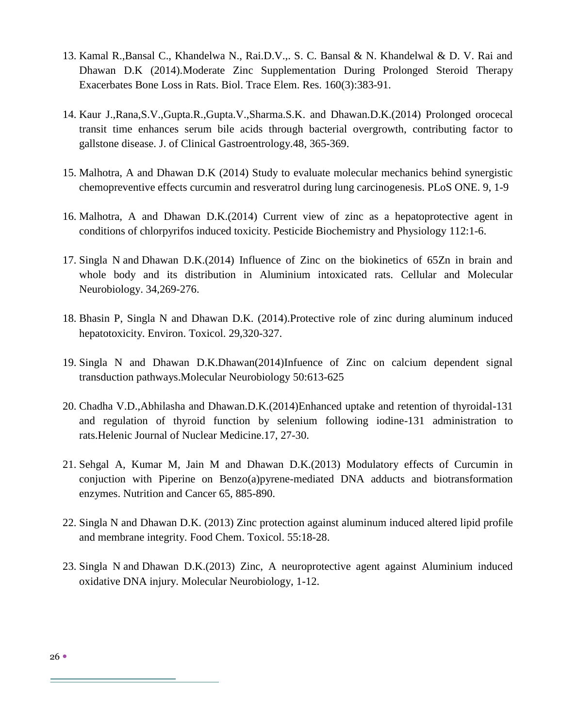13. Kamal R.,Bansal C., Khandelwa N., Rai.D.V.,. S. C. Bansal & N. Khandelwal & D. V. Rai and Dhawan D.K (2014).Moderate Zinc Supplementation During Prolonged Steroid Therapy Exacerbates Bone Loss in Rats. Biol. Trace Elem. Res. 160(3):383-91.

14. Kaur J.,Rana,S.V.,Gupta.R.,Gupta.V.,Sharma.S.K. and Dhawan.D.K.(2014) Prolonged orocecal transit time enhances serum bile acids through bacterial overgrowth, contributing factor to gallstone disease. J. of Clinical Gastroentrology.48, 365-369.

15. Malhotra, A and Dhawan D.K (2014) Study to evaluate molecular mechanics behind synergistic chemopreventive effects curcumin and resveratrol during lung carcinogenesis. PLoS ONE. 9, 1-9

16. Malhotra, A and Dhawan D.K.(2014) Current view of zinc as a hepatoprotective agent in conditions of chlorpyrifos induced toxicity. Pesticide Biochemistry and Physiology 112:1-6.

17. Singla N and Dhawan D.K.(2014) Influence of Zinc on the biokinetics of 65Zn in brain and whole body and its distribution in Aluminium intoxicated rats. Cellular and Molecular Neurobiology. 34,269-276.

18. Bhasin P, Singla N and Dhawan D.K. (2014).Protective role of zinc during aluminum induced hepatotoxicity. Environ. Toxicol. 29,320-327.

19. Singla N and Dhawan D.K.Dhawan(2014)Infuence of Zinc on calcium dependent signal transduction pathways.Molecular Neurobiology 50:613-625

20. Chadha V.D.,Abhilasha and Dhawan.D.K.(2014)Enhanced uptake and retention of thyroidal-131 and regulation of thyroid function by selenium following iodine-131 administration to rats.Helenic Journal of Nuclear Medicine.17, 27-30.

21. Sehgal A, Kumar M, Jain M and Dhawan D.K.(2013) Modulatory effects of Curcumin in conjuction with Piperine on Benzo(a)pyrene-mediated DNA adducts and biotransformation enzymes. Nutrition and Cancer 65, 885-890.

22. Singla N and Dhawan D.K. (2013) Zinc protection against aluminum induced altered lipid profile and membrane integrity. Food Chem. Toxicol. 55:18-28.

23. Singla N and Dhawan D.K.(2013) Zinc, A neuroprotective agent against Aluminium induced oxidative DNA injury. Molecular Neurobiology, 1-12.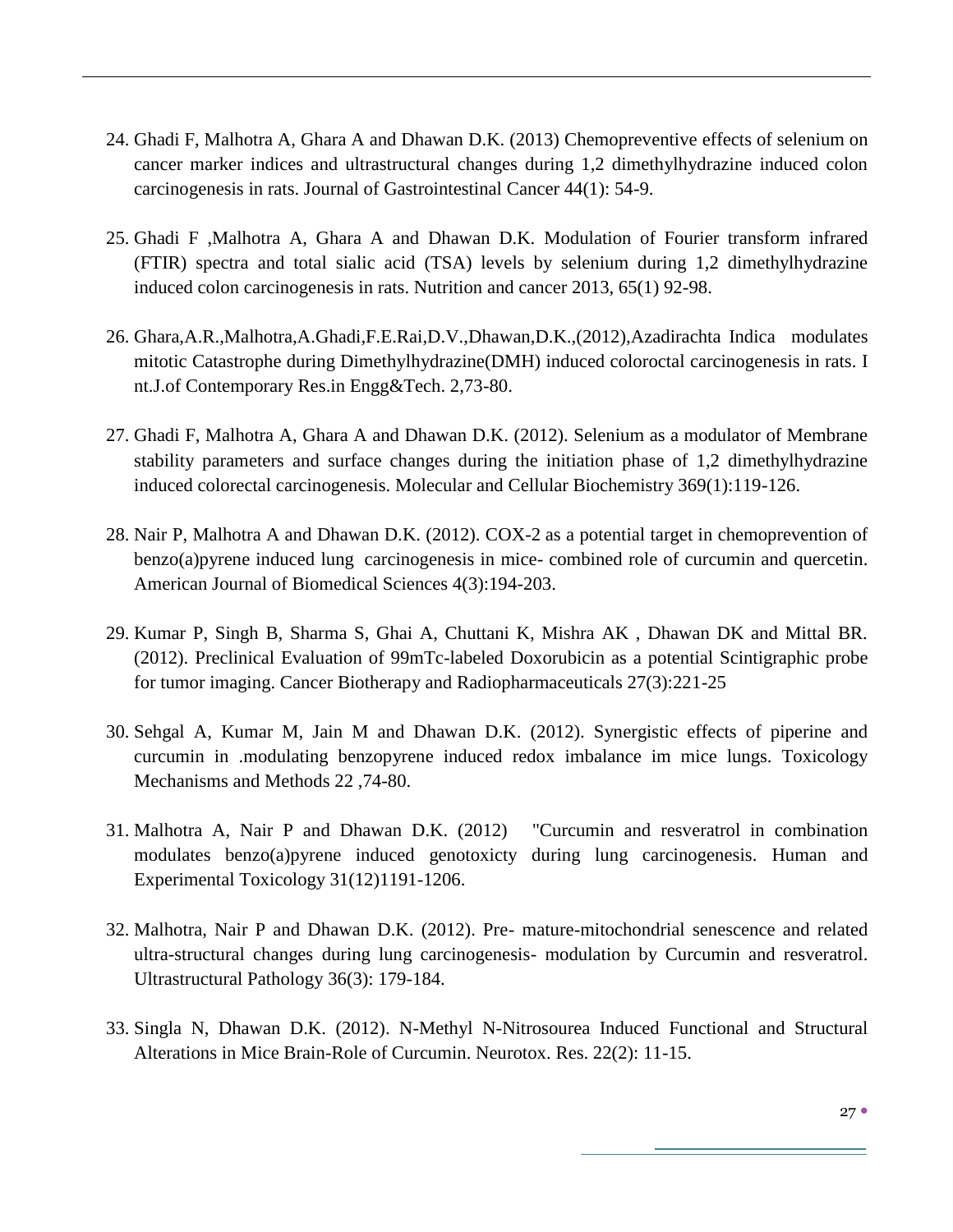24. Ghadi F, Malhotra A, Ghara A and Dhawan D.K. (2013) Chemopreventive effects of selenium on cancer marker indices and ultrastructural changes during 1,2 dimethylhydrazine induced colon carcinogenesis in rats. Journal of Gastrointestinal Cancer 44(1): 54-9.

25. Ghadi F ,Malhotra A, Ghara A and Dhawan D.K. Modulation of Fourier transform infrared (FTIR) spectra and total sialic acid (TSA) levels by selenium during 1,2 dimethylhydrazine induced colon carcinogenesis in rats. Nutrition and cancer 2013, 65(1) 92-98.

26. Ghara,A.R.,Malhotra,A.Ghadi,F.E.Rai,D.V.,Dhawan,D.K.,(2012),Azadirachta Indica modulates mitotic Catastrophe during Dimethylhydrazine(DMH) induced coloroctal carcinogenesis in rats. I nt.J.of Contemporary Res.in Engg&Tech. 2,73-80.

27. Ghadi F, Malhotra A, Ghara A and Dhawan D.K. (2012). Selenium as a modulator of Membrane stability parameters and surface changes during the initiation phase of 1,2 dimethylhydrazine induced colorectal carcinogenesis. Molecular and Cellular Biochemistry 369(1):119-126.

28. Nair P, Malhotra A and Dhawan D.K. (2012). COX-2 as a potential target in chemoprevention of benzo(a)pyrene induced lung carcinogenesis in mice- combined role of curcumin and quercetin. American Journal of Biomedical Sciences 4(3):194-203.

29. Kumar P, Singh B, Sharma S, Ghai A, Chuttani K, Mishra AK , Dhawan DK and Mittal BR. (2012). Preclinical Evaluation of 99mTc-labeled Doxorubicin as a potential Scintigraphic probe for tumor imaging. Cancer Biotherapy and Radiopharmaceuticals 27(3):221-25

30. Sehgal A, Kumar M, Jain M and Dhawan D.K. (2012). Synergistic effects of piperine and curcumin in .modulating benzopyrene induced redox imbalance im mice lungs. Toxicology Mechanisms and Methods 22 ,74-80.

31. Malhotra A, Nair P and Dhawan D.K. (2012) "Curcumin and resveratrol in combination modulates benzo(a)pyrene induced genotoxicty during lung carcinogenesis. Human and Experimental Toxicology 31(12)1191-1206.

32. Malhotra, Nair P and Dhawan D.K. (2012). Pre- mature-mitochondrial senescence and related ultra-structural changes during lung carcinogenesis- modulation by Curcumin and resveratrol. Ultrastructural Pathology 36(3): 179-184.

33. Singla N, Dhawan D.K. (2012). N-Methyl N-Nitrosourea Induced Functional and Structural Alterations in Mice Brain-Role of Curcumin. Neurotox. Res. 22(2): 11-15.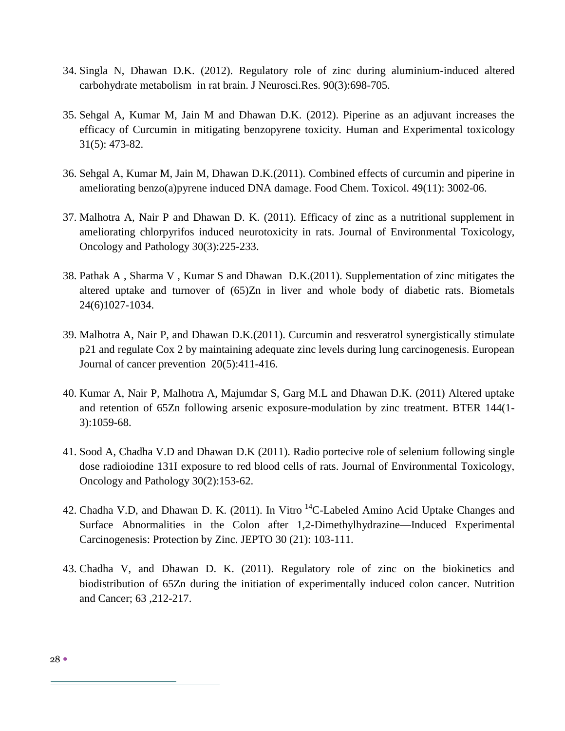34. Singla N, Dhawan D.K. (2012). Regulatory role of zinc during aluminium-induced altered carbohydrate metabolism in rat brain. J Neurosci.Res. 90(3):698-705.

35. Sehgal A, Kumar M, Jain M and Dhawan D.K. (2012). Piperine as an adjuvant increases the efficacy of Curcumin in mitigating benzopyrene toxicity. Human and Experimental toxicology 31(5): 473-82.

36. Sehgal A, Kumar M, Jain M, Dhawan D.K.(2011). Combined effects of curcumin and piperine in ameliorating benzo(a)pyrene induced DNA damage. Food Chem. Toxicol. 49(11): 3002-06.

37. Malhotra A, Nair P and Dhawan D. K. (2011). Efficacy of zinc as a nutritional supplement in ameliorating chlorpyrifos induced neurotoxicity in rats. Journal of Environmental Toxicology, Oncology and Pathology 30(3):225-233.

38. Pathak A , Sharma V , Kumar S and Dhawan D.K.(2011). Supplementation of zinc mitigates the altered uptake and turnover of (65)Zn in liver and whole body of diabetic rats. Biometals 24(6)1027-1034.

39. Malhotra A, Nair P, and Dhawan D.K.(2011). Curcumin and resveratrol synergistically stimulate p21 and regulate Cox 2 by maintaining adequate zinc levels during lung carcinogenesis. European Journal of cancer prevention 20(5):411-416.

40. Kumar A, Nair P, Malhotra A, Majumdar S, Garg M.L and Dhawan D.K. (2011) Altered uptake and retention of 65Zn following arsenic exposure-modulation by zinc treatment. BTER 144(1-3):1059-68.

41. Sood A, Chadha V.D and Dhawan D.K (2011). Radio portecive role of selenium following single dose radioiodine 131I exposure to red blood cells of rats. Journal of Environmental Toxicology, Oncology and Pathology 30(2):153-62.

42. Chadha V.D, and Dhawan D. K. (2011). In Vitro $^{14}$C-Labeled Amino Acid Uptake Changes and Surface Abnormalities in the Colon after 1,2-Dimethylhydrazine—Induced Experimental Carcinogenesis: Protection by Zinc. JEPTO 30 (21): 103-111.

43. Chadha V, and Dhawan D. K. (2011). Regulatory role of zinc on the biokinetics and biodistribution of 65Zn during the initiation of experimentally induced colon cancer. Nutrition and Cancer; 63 ,212-217.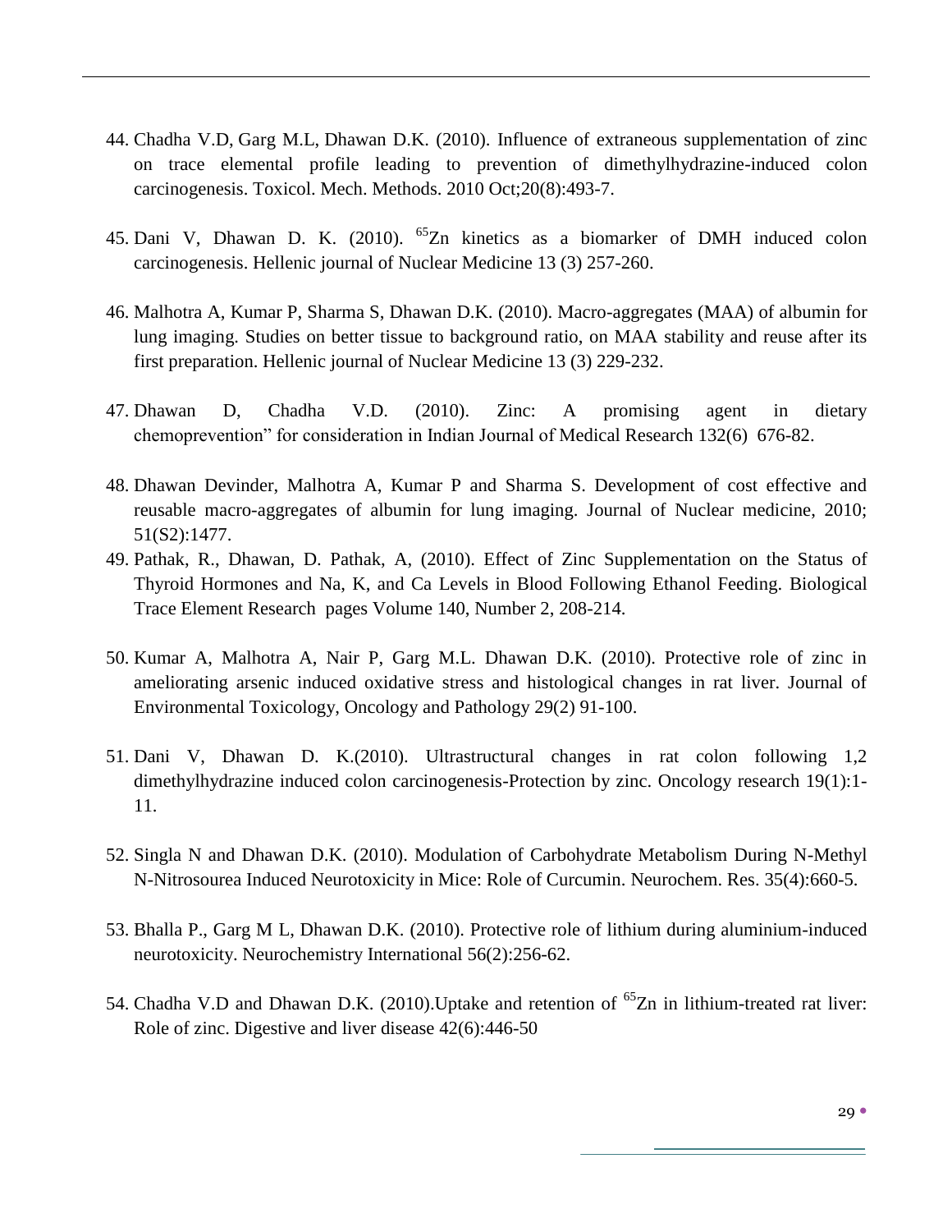44. Chadha V.D, Garg M.L, Dhawan D.K. (2010). Influence of extraneous supplementation of zinc on trace elemental profile leading to prevention of dimethylhydrazine-induced colon carcinogenesis. Toxicol. Mech. Methods. 2010 Oct;20(8):493-7.

45. Dani V, Dhawan D. K. (2010). $^{65}$Zn kinetics as a biomarker of DMH induced colon carcinogenesis. Hellenic journal of Nuclear Medicine 13 (3) 257-260.

46. Malhotra A, Kumar P, Sharma S, Dhawan D.K. (2010). Macro-aggregates (MAA) of albumin for lung imaging. Studies on better tissue to background ratio, on MAA stability and reuse after its first preparation. Hellenic journal of Nuclear Medicine 13 (3) 229-232.

47. Dhawan D, Chadha V.D. (2010). Zinc: A promising agent in dietary chemoprevention" for consideration in Indian Journal of Medical Research 132(6) 676-82.

48. Dhawan Devinder, Malhotra A, Kumar P and Sharma S. Development of cost effective and reusable macro-aggregates of albumin for lung imaging. Journal of Nuclear medicine, 2010; 51(S2):1477.

49. Pathak, R., Dhawan, D. Pathak, A, (2010). Effect of Zinc Supplementation on the Status of Thyroid Hormones and Na, K, and Ca Levels in Blood Following Ethanol Feeding. Biological Trace Element Research pages Volume 140, Number 2, 208-214.

50. Kumar A, Malhotra A, Nair P, Garg M.L. Dhawan D.K. (2010). Protective role of zinc in ameliorating arsenic induced oxidative stress and histological changes in rat liver. Journal of Environmental Toxicology, Oncology and Pathology 29(2) 91-100.

51. Dani V, Dhawan D. K.(2010). Ultrastructural changes in rat colon following 1,2 dimethylhydrazine induced colon carcinogenesis-Protection by zinc. Oncology research 19(1):1-11.

52. Singla N and Dhawan D.K. (2010). Modulation of Carbohydrate Metabolism During N-Methyl N-Nitrosourea Induced Neurotoxicity in Mice: Role of Curcumin. Neurochem. Res. 35(4):660-5.

53. Bhalla P., Garg M L, Dhawan D.K. (2010). Protective role of lithium during aluminium-induced neurotoxicity. Neurochemistry International 56(2):256-62.

54. Chadha V.D and Dhawan D.K. (2010).Uptake and retention of $^{65}$Zn in lithium-treated rat liver: Role of zinc. Digestive and liver disease 42(6):446-50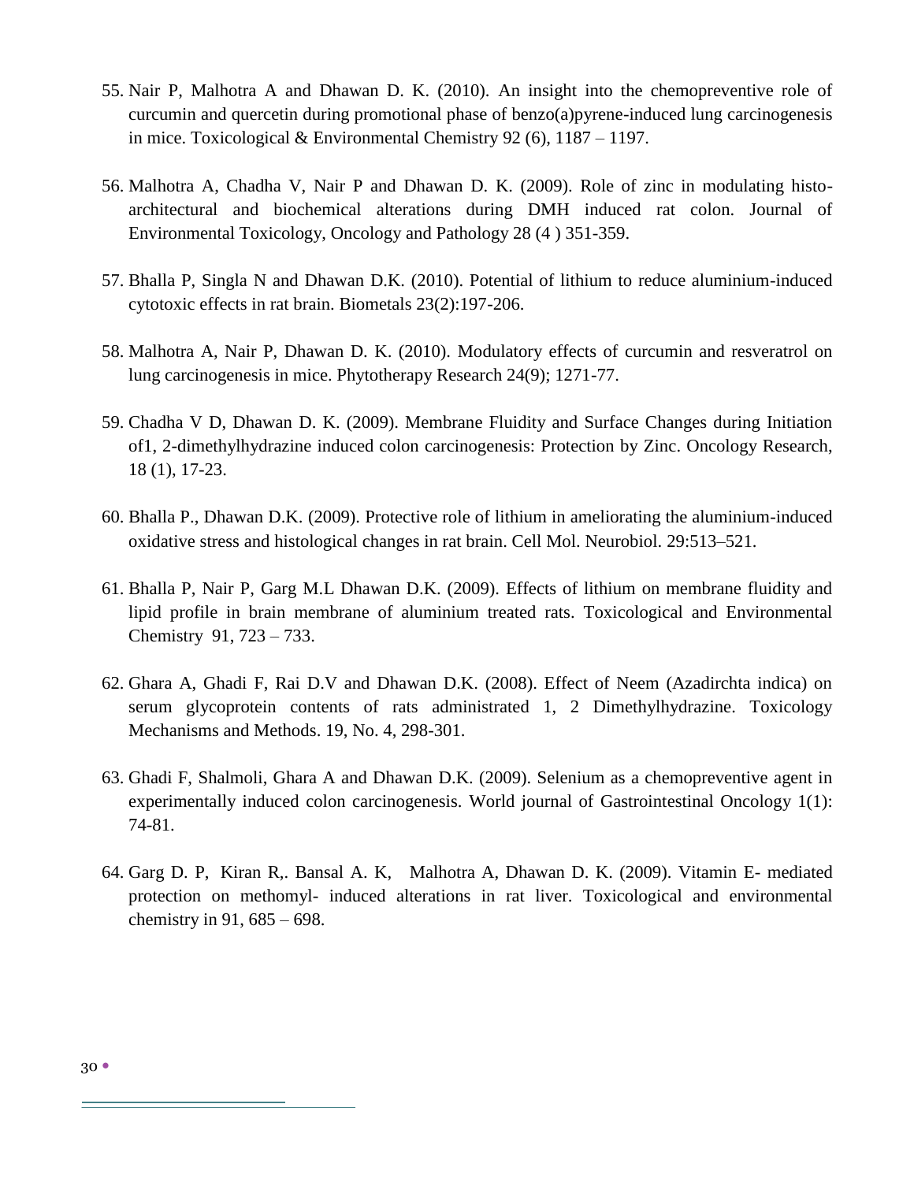55. Nair P, Malhotra A and Dhawan D. K. (2010). An insight into the chemopreventive role of curcumin and quercetin during promotional phase of benzo(a)pyrene-induced lung carcinogenesis in mice. Toxicological & Environmental Chemistry 92 (6), 1187 – 1197.

56. Malhotra A, Chadha V, Nair P and Dhawan D. K. (2009). Role of zinc in modulating histo-architectural and biochemical alterations during DMH induced rat colon. Journal of Environmental Toxicology, Oncology and Pathology 28 (4 ) 351-359.

57. Bhalla P, Singla N and Dhawan D.K. (2010). Potential of lithium to reduce aluminium-induced cytotoxic effects in rat brain. Biometals 23(2):197-206.

58. Malhotra A, Nair P, Dhawan D. K. (2010). Modulatory effects of curcumin and resveratrol on lung carcinogenesis in mice. Phytotherapy Research 24(9); 1271-77.

59. Chadha V D, Dhawan D. K. (2009). Membrane Fluidity and Surface Changes during Initiation of1, 2-dimethylhydrazine induced colon carcinogenesis: Protection by Zinc. Oncology Research, 18 (1), 17-23.

60. Bhalla P., Dhawan D.K. (2009). Protective role of lithium in ameliorating the aluminium-induced oxidative stress and histological changes in rat brain. Cell Mol. Neurobiol. 29:513–521.

61. Bhalla P, Nair P, Garg M.L Dhawan D.K. (2009). Effects of lithium on membrane fluidity and lipid profile in brain membrane of aluminium treated rats. Toxicological and Environmental Chemistry 91, 723 – 733.

62. Ghara A, Ghadi F, Rai D.V and Dhawan D.K. (2008). Effect of Neem (Azadirchta indica) on serum glycoprotein contents of rats administrated 1, 2 Dimethylhydrazine. Toxicology Mechanisms and Methods. 19, No. 4, 298-301.

63. Ghadi F, Shalmoli, Ghara A and Dhawan D.K. (2009). Selenium as a chemopreventive agent in experimentally induced colon carcinogenesis. World journal of Gastrointestinal Oncology 1(1): 74-81.

64. Garg D. P, Kiran R,. Bansal A. K, Malhotra A, Dhawan D. K. (2009). Vitamin E- mediated protection on methomyl- induced alterations in rat liver. Toxicological and environmental chemistry in 91, 685 – 698.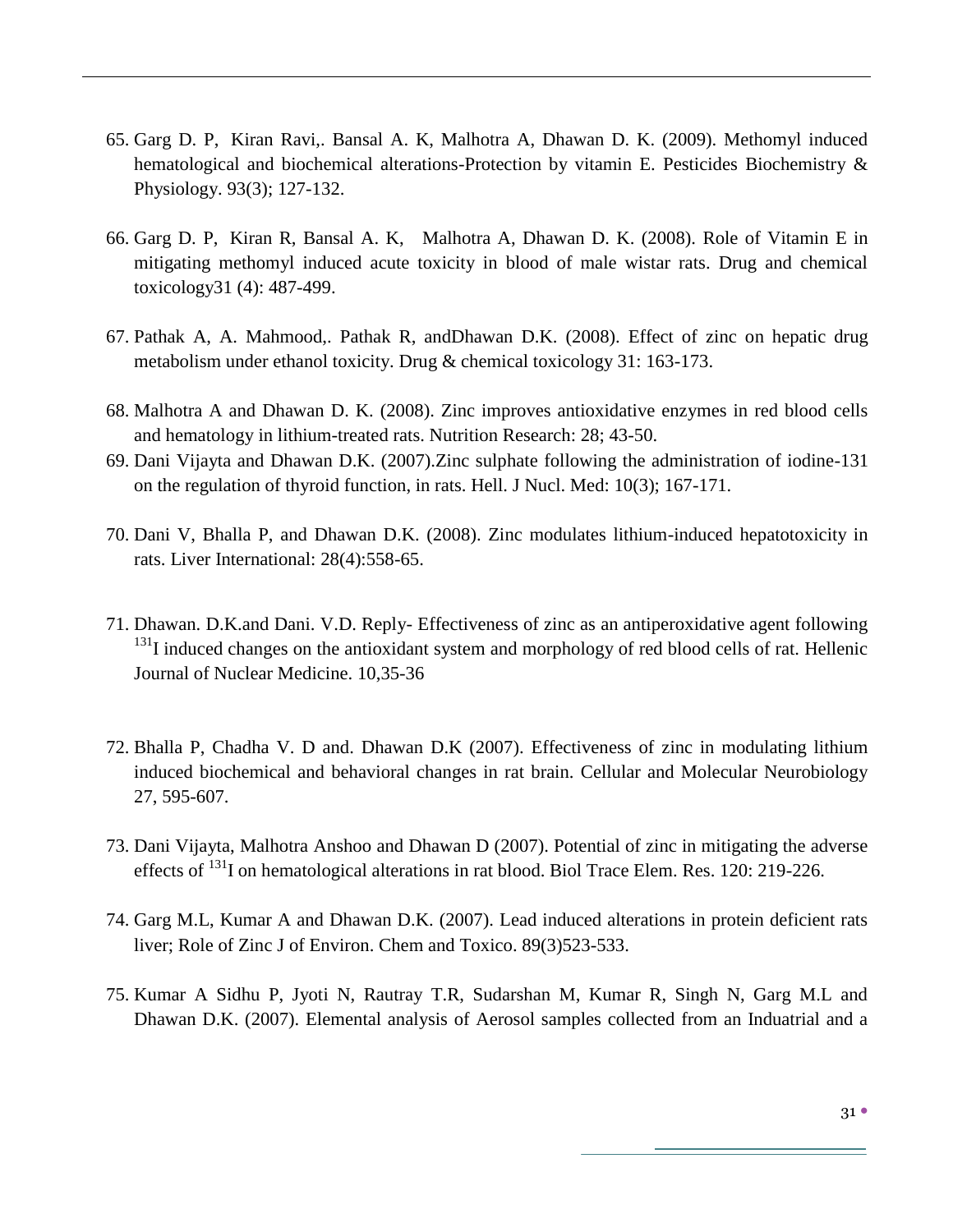65. Garg D. P, Kiran Ravi,. Bansal A. K, Malhotra A, Dhawan D. K. (2009). Methomyl induced hematological and biochemical alterations-Protection by vitamin E. Pesticides Biochemistry & Physiology. 93(3); 127-132.

66. Garg D. P, Kiran R, Bansal A. K, Malhotra A, Dhawan D. K. (2008). Role of Vitamin E in mitigating methomyl induced acute toxicity in blood of male wistar rats. Drug and chemical toxicology31 (4): 487-499.

67. Pathak A, A. Mahmood,. Pathak R, andDhawan D.K. (2008). Effect of zinc on hepatic drug metabolism under ethanol toxicity. Drug & chemical toxicology 31: 163-173.

68. Malhotra A and Dhawan D. K. (2008). Zinc improves antioxidative enzymes in red blood cells and hematology in lithium-treated rats. Nutrition Research: 28; 43-50.

69. Dani Vijayta and Dhawan D.K. (2007).Zinc sulphate following the administration of iodine-131 on the regulation of thyroid function, in rats. Hell. J Nucl. Med: 10(3); 167-171.

70. Dani V, Bhalla P, and Dhawan D.K. (2008). Zinc modulates lithium-induced hepatotoxicity in rats. Liver International: 28(4):558-65.

71. Dhawan. D.K.and Dani. V.D. Reply- Effectiveness of zinc as an antiperoxidative agent following $^{131}$I induced changes on the antioxidant system and morphology of red blood cells of rat. Hellenic Journal of Nuclear Medicine. 10,35-36

72. Bhalla P, Chadha V. D and. Dhawan D.K (2007). Effectiveness of zinc in modulating lithium induced biochemical and behavioral changes in rat brain. Cellular and Molecular Neurobiology 27, 595-607.

73. Dani Vijayta, Malhotra Anshoo and Dhawan D (2007). Potential of zinc in mitigating the adverse effects of $^{131}$I on hematological alterations in rat blood. Biol Trace Elem. Res. 120: 219-226.

74. Garg M.L, Kumar A and Dhawan D.K. (2007). Lead induced alterations in protein deficient rats liver; Role of Zinc J of Environ. Chem and Toxico. 89(3)523-533.

75. Kumar A Sidhu P, Jyoti N, Rautray T.R, Sudarshan M, Kumar R, Singh N, Garg M.L and Dhawan D.K. (2007). Elemental analysis of Aerosol samples collected from an Induatrial and a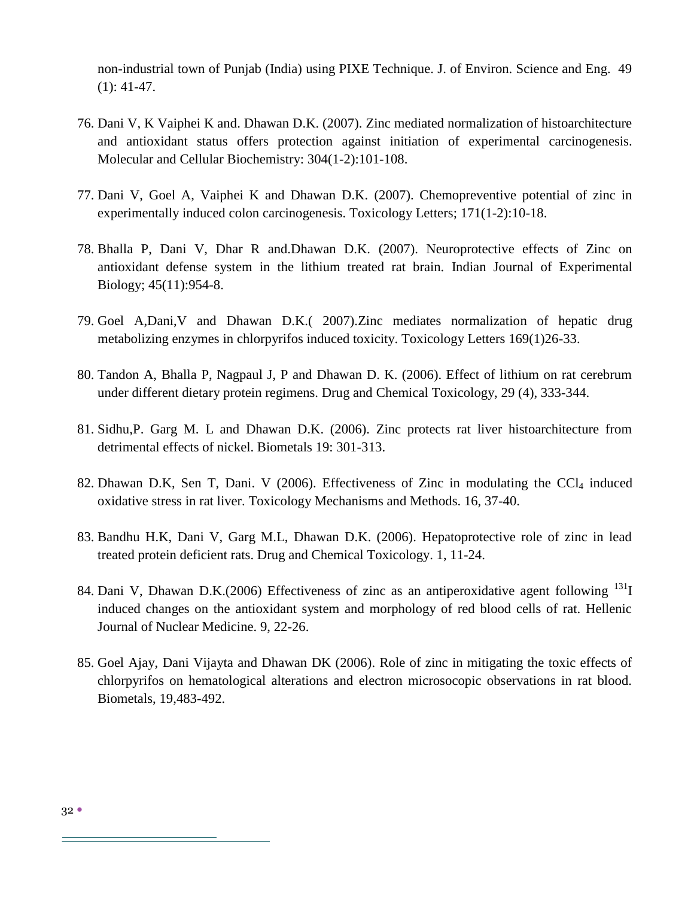non-industrial town of Punjab (India) using PIXE Technique. J. of Environ. Science and Eng. 49 (1): 41-47.

76. Dani V, K Vaiphei K and. Dhawan D.K. (2007). Zinc mediated normalization of histoarchitecture and antioxidant status offers protection against initiation of experimental carcinogenesis. Molecular and Cellular Biochemistry: 304(1-2):101-108.

77. Dani V, Goel A, Vaiphei K and Dhawan D.K. (2007). Chemopreventive potential of zinc in experimentally induced colon carcinogenesis. Toxicology Letters; 171(1-2):10-18.

78. Bhalla P, Dani V, Dhar R and.Dhawan D.K. (2007). Neuroprotective effects of Zinc on antioxidant defense system in the lithium treated rat brain. Indian Journal of Experimental Biology; 45(11):954-8.

79. Goel A,Dani,V and Dhawan D.K.( 2007).Zinc mediates normalization of hepatic drug metabolizing enzymes in chlorpyrifos induced toxicity. Toxicology Letters 169(1)26-33.

80. Tandon A, Bhalla P, Nagpaul J, P and Dhawan D. K. (2006). Effect of lithium on rat cerebrum under different dietary protein regimens. Drug and Chemical Toxicology, 29 (4), 333-344.

81. Sidhu,P. Garg M. L and Dhawan D.K. (2006). Zinc protects rat liver histoarchitecture from detrimental effects of nickel. Biometals 19: 301-313.

82. Dhawan D.K, Sen T, Dani. V (2006). Effectiveness of Zinc in modulating the $CCl_4$ induced oxidative stress in rat liver. Toxicology Mechanisms and Methods. 16, 37-40.

83. Bandhu H.K, Dani V, Garg M.L, Dhawan D.K. (2006). Hepatoprotective role of zinc in lead treated protein deficient rats. Drug and Chemical Toxicology. 1, 11-24.

84. Dani V, Dhawan D.K.(2006) Effectiveness of zinc as an antiperoxidative agent following $^{131}I$ induced changes on the antioxidant system and morphology of red blood cells of rat. Hellenic Journal of Nuclear Medicine. 9, 22-26.

85. Goel Ajay, Dani Vijayta and Dhawan DK (2006). Role of zinc in mitigating the toxic effects of chlorpyrifos on hematological alterations and electron microsocopic observations in rat blood. Biometals, 19,483-492.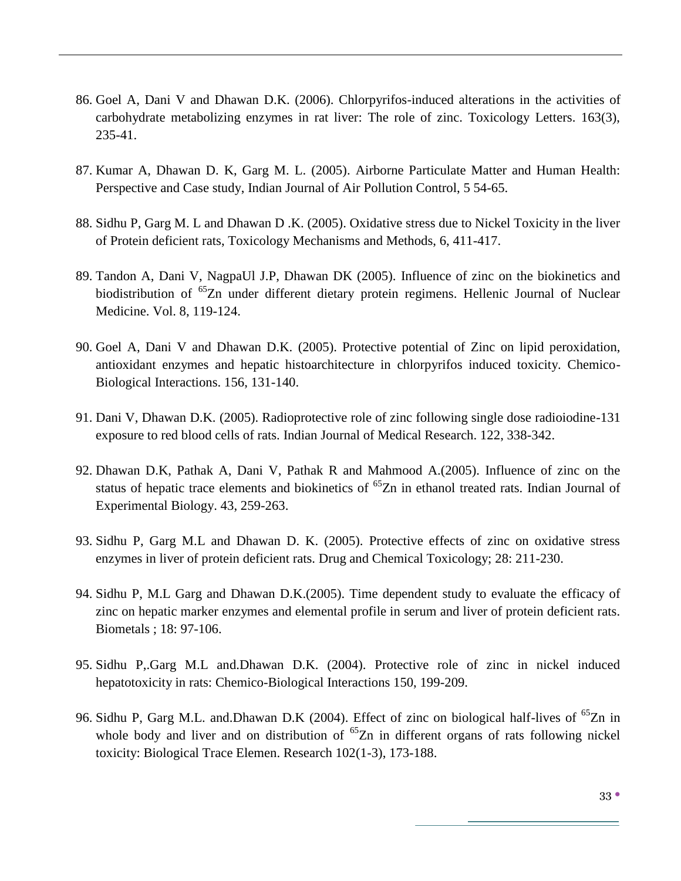86. Goel A, Dani V and Dhawan D.K. (2006). Chlorpyrifos-induced alterations in the activities of carbohydrate metabolizing enzymes in rat liver: The role of zinc. Toxicology Letters. 163(3), 235-41.

87. Kumar A, Dhawan D. K, Garg M. L. (2005). Airborne Particulate Matter and Human Health: Perspective and Case study, Indian Journal of Air Pollution Control, 5 54-65.

88. Sidhu P, Garg M. L and Dhawan D .K. (2005). Oxidative stress due to Nickel Toxicity in the liver of Protein deficient rats, Toxicology Mechanisms and Methods, 6, 411-417.

89. Tandon A, Dani V, NagpaUl J.P, Dhawan DK (2005). Influence of zinc on the biokinetics and biodistribution of $^{65}$Zn under different dietary protein regimens. Hellenic Journal of Nuclear Medicine. Vol. 8, 119-124.

90. Goel A, Dani V and Dhawan D.K. (2005). Protective potential of Zinc on lipid peroxidation, antioxidant enzymes and hepatic histoarchitecture in chlorpyrifos induced toxicity. Chemico-Biological Interactions. 156, 131-140.

91. Dani V, Dhawan D.K. (2005). Radioprotective role of zinc following single dose radioiodine-131 exposure to red blood cells of rats. Indian Journal of Medical Research. 122, 338-342.

92. Dhawan D.K, Pathak A, Dani V, Pathak R and Mahmood A.(2005). Influence of zinc on the status of hepatic trace elements and biokinetics of $^{65}$Zn in ethanol treated rats. Indian Journal of Experimental Biology. 43, 259-263.

93. Sidhu P, Garg M.L and Dhawan D. K. (2005). Protective effects of zinc on oxidative stress enzymes in liver of protein deficient rats. Drug and Chemical Toxicology; 28: 211-230.

94. Sidhu P, M.L Garg and Dhawan D.K.(2005). Time dependent study to evaluate the efficacy of zinc on hepatic marker enzymes and elemental profile in serum and liver of protein deficient rats. Biometals ; 18: 97-106.

95. Sidhu P,.Garg M.L and.Dhawan D.K. (2004). Protective role of zinc in nickel induced hepatotoxicity in rats: Chemico-Biological Interactions 150, 199-209.

96. Sidhu P, Garg M.L. and.Dhawan D.K (2004). Effect of zinc on biological half-lives of $^{65}$Zn in whole body and liver and on distribution of $^{65}$Zn in different organs of rats following nickel toxicity: Biological Trace Elemen. Research 102(1-3), 173-188.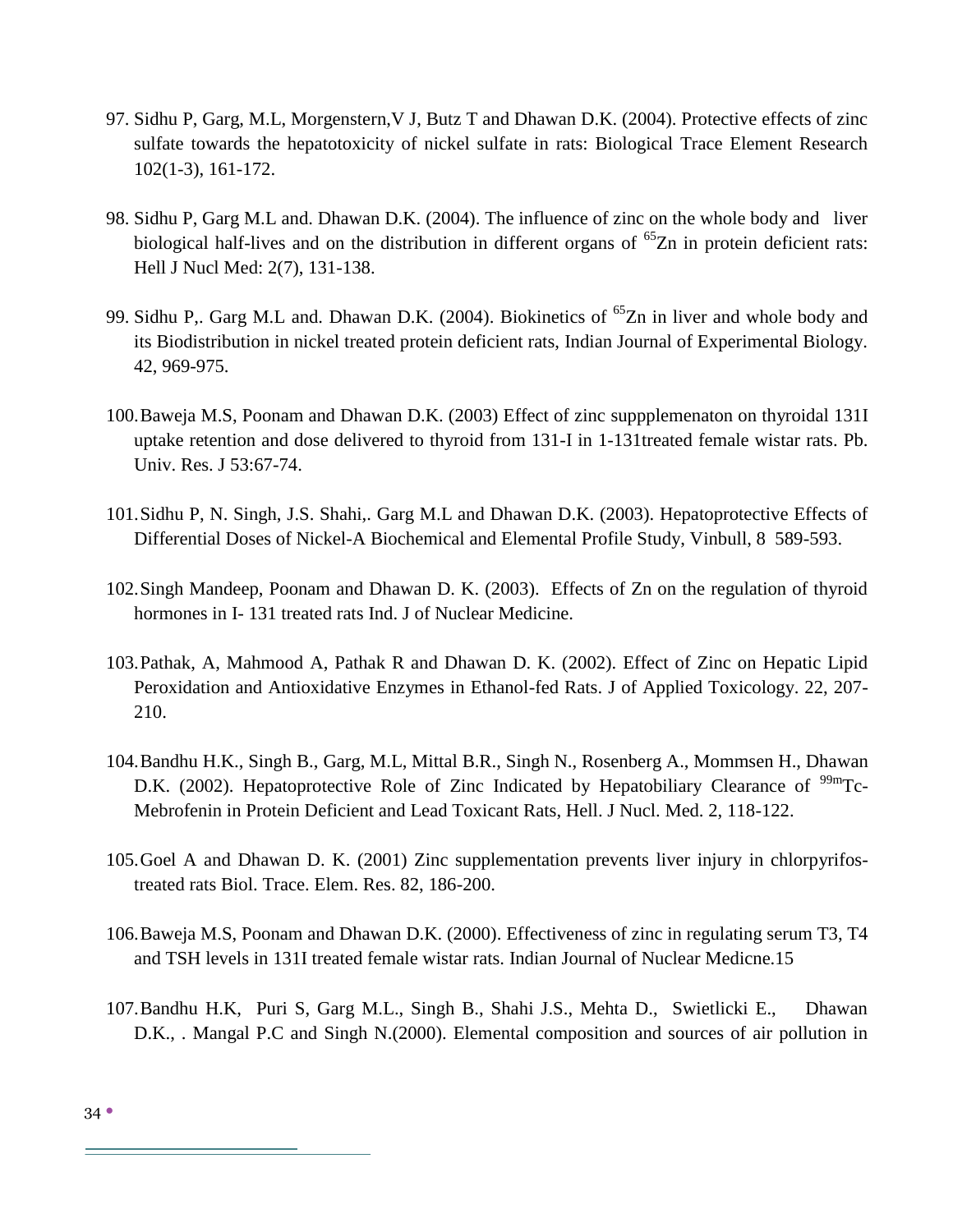97. Sidhu P, Garg, M.L, Morgenstern,V J, Butz T and Dhawan D.K. (2004). Protective effects of zinc sulfate towards the hepatotoxicity of nickel sulfate in rats: Biological Trace Element Research 102(1-3), 161-172.

98. Sidhu P, Garg M.L and. Dhawan D.K. (2004). The influence of zinc on the whole body and liver biological half-lives and on the distribution in different organs of $^{65}$Zn in protein deficient rats: Hell J Nucl Med: 2(7), 131-138.

99. Sidhu P,. Garg M.L and. Dhawan D.K. (2004). Biokinetics of $^{65}$Zn in liver and whole body and its Biodistribution in nickel treated protein deficient rats, Indian Journal of Experimental Biology. 42, 969-975.

100. Baweja M.S, Poonam and Dhawan D.K. (2003) Effect of zinc suppplemenaton on thyroidal 131I uptake retention and dose delivered to thyroid from 131-I in 1-131treated female wistar rats. Pb. Univ. Res. J 53:67-74.

101. Sidhu P, N. Singh, J.S. Shahi,. Garg M.L and Dhawan D.K. (2003). Hepatoprotective Effects of Differential Doses of Nickel-A Biochemical and Elemental Profile Study, Vinbull, 8 589-593.

102. Singh Mandeep, Poonam and Dhawan D. K. (2003). Effects of Zn on the regulation of thyroid hormones in I- 131 treated rats Ind. J of Nuclear Medicine.

103. Pathak, A, Mahmood A, Pathak R and Dhawan D. K. (2002). Effect of Zinc on Hepatic Lipid Peroxidation and Antioxidative Enzymes in Ethanol-fed Rats. J of Applied Toxicology. 22, 207-210.

104. Bandhu H.K., Singh B., Garg, M.L, Mittal B.R., Singh N., Rosenberg A., Mommsen H., Dhawan D.K. (2002). Hepatoprotective Role of Zinc Indicated by Hepatobiliary Clearance of $^{99m}$Tc-Mebrofenin in Protein Deficient and Lead Toxicant Rats, Hell. J Nucl. Med. 2, 118-122.

105. Goel A and Dhawan D. K. (2001) Zinc supplementation prevents liver injury in chlorpyrifos-treated rats Biol. Trace. Elem. Res. 82, 186-200.

106. Baweja M.S, Poonam and Dhawan D.K. (2000). Effectiveness of zinc in regulating serum T3, T4 and TSH levels in 131I treated female wistar rats. Indian Journal of Nuclear Medicne.15

107. Bandhu H.K, Puri S, Garg M.L., Singh B., Shahi J.S., Mehta D., Swietlicki E., Dhawan D.K., . Mangal P.C and Singh N.(2000). Elemental composition and sources of air pollution in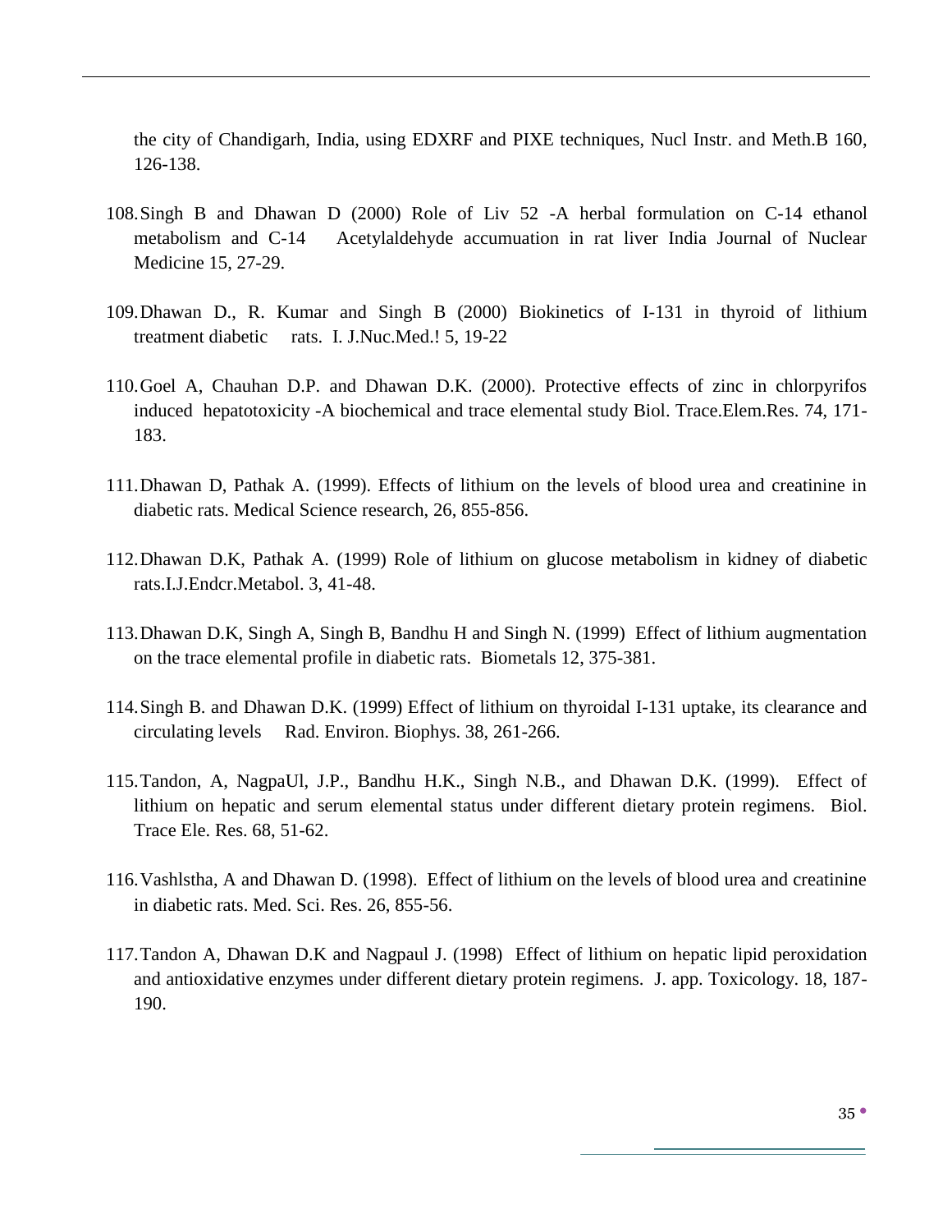the city of Chandigarh, India, using EDXRF and PIXE techniques, Nucl Instr. and Meth.B 160, 126-138.

108. Singh B and Dhawan D (2000) Role of Liv 52 -A herbal formulation on C-14 ethanol metabolism and C-14 Acetylaldehyde accumuation in rat liver India Journal of Nuclear Medicine 15, 27-29.

109. Dhawan D., R. Kumar and Singh B (2000) Biokinetics of I-131 in thyroid of lithium treatment diabetic rats. I. J.Nuc.Med.! 5, 19-22

110. Goel A, Chauhan D.P. and Dhawan D.K. (2000). Protective effects of zinc in chlorpyrifos induced hepatotoxicity -A biochemical and trace elemental study Biol. Trace.Elem.Res. 74, 171-183.

111. Dhawan D, Pathak A. (1999). Effects of lithium on the levels of blood urea and creatinine in diabetic rats. Medical Science research, 26, 855-856.

112. Dhawan D.K, Pathak A. (1999) Role of lithium on glucose metabolism in kidney of diabetic rats.I.J.Endcr.Metabol. 3, 41-48.

113. Dhawan D.K, Singh A, Singh B, Bandhu H and Singh N. (1999) Effect of lithium augmentation on the trace elemental profile in diabetic rats. Biometals 12, 375-381.

114. Singh B. and Dhawan D.K. (1999) Effect of lithium on thyroidal I-131 uptake, its clearance and circulating levels Rad. Environ. Biophys. 38, 261-266.

115. Tandon, A, NagpaUl, J.P., Bandhu H.K., Singh N.B., and Dhawan D.K. (1999). Effect of lithium on hepatic and serum elemental status under different dietary protein regimens. Biol. Trace Ele. Res. 68, 51-62.

116. Vashlstha, A and Dhawan D. (1998). Effect of lithium on the levels of blood urea and creatinine in diabetic rats. Med. Sci. Res. 26, 855-56.

117. Tandon A, Dhawan D.K and Nagpaul J. (1998) Effect of lithium on hepatic lipid peroxidation and antioxidative enzymes under different dietary protein regimens. J. app. Toxicology. 18, 187-190.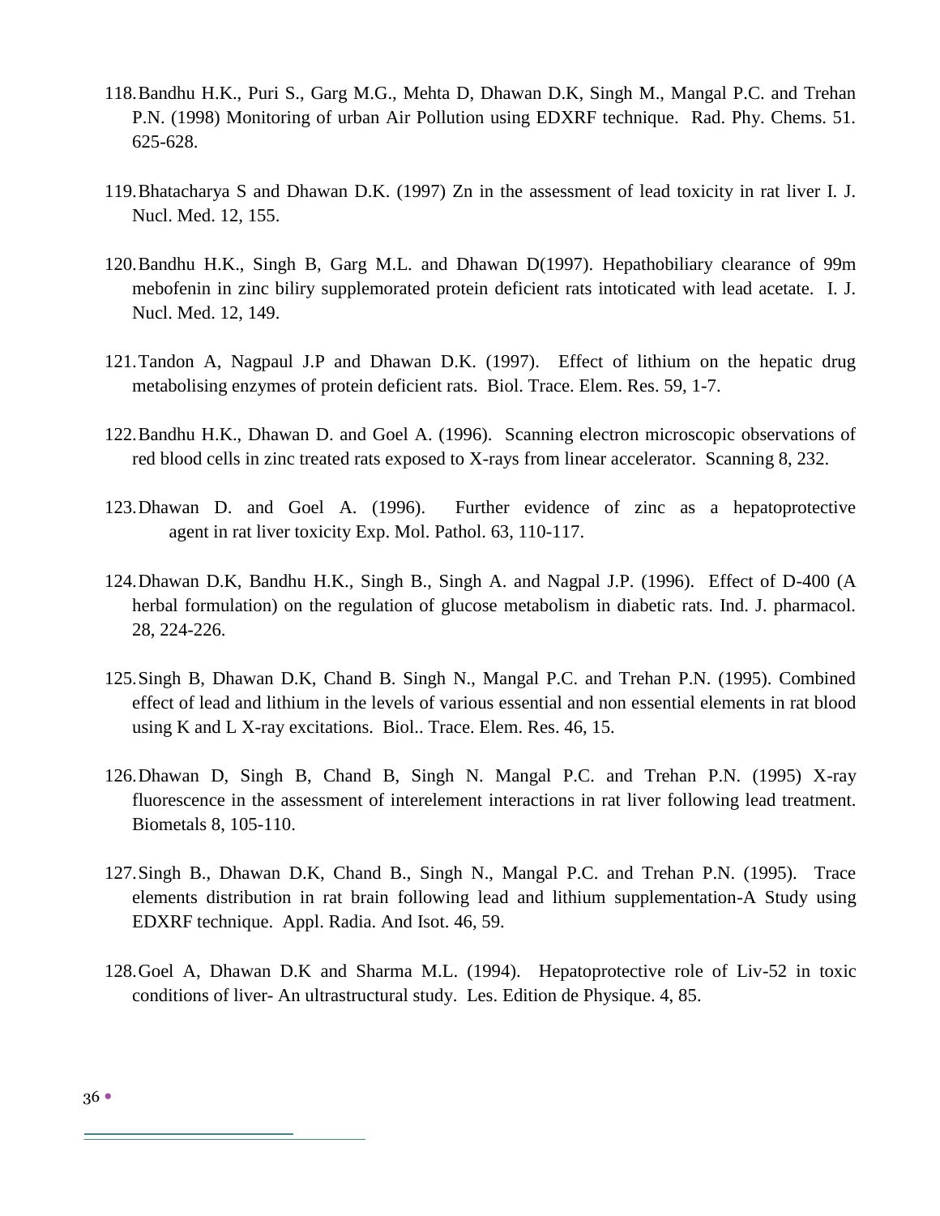118. Bandhu H.K., Puri S., Garg M.G., Mehta D, Dhawan D.K, Singh M., Mangal P.C. and Trehan P.N. (1998) Monitoring of urban Air Pollution using EDXRF technique. Rad. Phy. Chems. 51. 625-628.

119. Bhatacharya S and Dhawan D.K. (1997) Zn in the assessment of lead toxicity in rat liver I. J. Nucl. Med. 12, 155.

120. Bandhu H.K., Singh B, Garg M.L. and Dhawan D(1997). Hepathobiliary clearance of 99m mebofenin in zinc biliry supplemorated protein deficient rats intoticated with lead acetate. I. J. Nucl. Med. 12, 149.

121. Tandon A, Nagpaul J.P and Dhawan D.K. (1997). Effect of lithium on the hepatic drug metabolising enzymes of protein deficient rats. Biol. Trace. Elem. Res. 59, 1-7.

122. Bandhu H.K., Dhawan D. and Goel A. (1996). Scanning electron microscopic observations of red blood cells in zinc treated rats exposed to X-rays from linear accelerator. Scanning 8, 232.

123. Dhawan D. and Goel A. (1996). Further evidence of zinc as a hepatoprotective agent in rat liver toxicity Exp. Mol. Pathol. 63, 110-117.

124. Dhawan D.K, Bandhu H.K., Singh B., Singh A. and Nagpal J.P. (1996). Effect of D-400 (A herbal formulation) on the regulation of glucose metabolism in diabetic rats. Ind. J. pharmacol. 28, 224-226.

125. Singh B, Dhawan D.K, Chand B. Singh N., Mangal P.C. and Trehan P.N. (1995). Combined effect of lead and lithium in the levels of various essential and non essential elements in rat blood using K and L X-ray excitations. Biol.. Trace. Elem. Res. 46, 15.

126. Dhawan D, Singh B, Chand B, Singh N. Mangal P.C. and Trehan P.N. (1995) X-ray fluorescence in the assessment of interelement interactions in rat liver following lead treatment. Biometals 8, 105-110.

127. Singh B., Dhawan D.K, Chand B., Singh N., Mangal P.C. and Trehan P.N. (1995). Trace elements distribution in rat brain following lead and lithium supplementation-A Study using EDXRF technique. Appl. Radia. And Isot. 46, 59.

128. Goel A, Dhawan D.K and Sharma M.L. (1994). Hepatoprotective role of Liv-52 in toxic conditions of liver- An ultrastructural study. Les. Edition de Physique. 4, 85.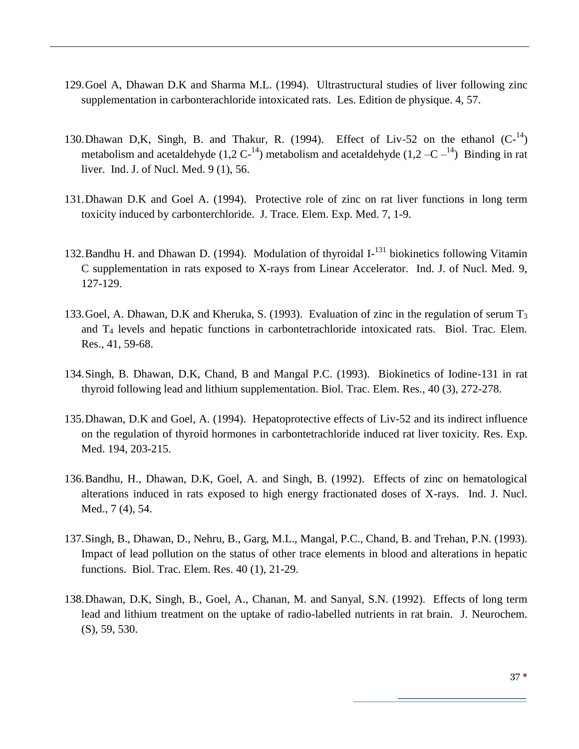129. Goel A, Dhawan D.K and Sharma M.L. (1994). Ultrastructural studies of liver following zinc supplementation in carbonterachloride intoxicated rats. Les. Edition de physique. 4, 57.

130. Dhawan D,K, Singh, B. and Thakur, R. (1994). Effect of Liv-52 on the ethanol ($C^{-14}$) metabolism and acetaldehyde (1,2 $C^{-14}$) metabolism and acetaldehyde (1,2 –C $–^{14}$) Binding in rat liver. Ind. J. of Nucl. Med. 9 (1), 56.

131. Dhawan D.K and Goel A. (1994). Protective role of zinc on rat liver functions in long term toxicity induced by carbonterchloride. J. Trace. Elem. Exp. Med. 7, 1-9.

132. Bandhu H. and Dhawan D. (1994). Modulation of thyroidal $I^{-131}$ biokinetics following Vitamin C supplementation in rats exposed to X-rays from Linear Accelerator. Ind. J. of Nucl. Med. 9, 127-129.

133. Goel, A. Dhawan, D.K and Kheruka, S. (1993). Evaluation of zinc in the regulation of serum $T_3$ and $T_4$ levels and hepatic functions in carbontetrachloride intoxicated rats. Biol. Trac. Elem. Res., 41, 59-68.

134. Singh, B. Dhawan, D.K, Chand, B and Mangal P.C. (1993). Biokinetics of Iodine-131 in rat thyroid following lead and lithium supplementation. Biol. Trac. Elem. Res., 40 (3), 272-278.

135. Dhawan, D.K and Goel, A. (1994). Hepatoprotective effects of Liv-52 and its indirect influence on the regulation of thyroid hormones in carbontetrachloride induced rat liver toxicity. Res. Exp. Med. 194, 203-215.

136. Bandhu, H., Dhawan, D.K, Goel, A. and Singh, B. (1992). Effects of zinc on hematological alterations induced in rats exposed to high energy fractionated doses of X-rays. Ind. J. Nucl. Med., 7 (4), 54.

137. Singh, B., Dhawan, D., Nehru, B., Garg, M.L., Mangal, P.C., Chand, B. and Trehan, P.N. (1993). Impact of lead pollution on the status of other trace elements in blood and alterations in hepatic functions. Biol. Trac. Elem. Res. 40 (1), 21-29.

138. Dhawan, D.K, Singh, B., Goel, A., Chanan, M. and Sanyal, S.N. (1992). Effects of long term lead and lithium treatment on the uptake of radio-labelled nutrients in rat brain. J. Neurochem. (S), 59, 530.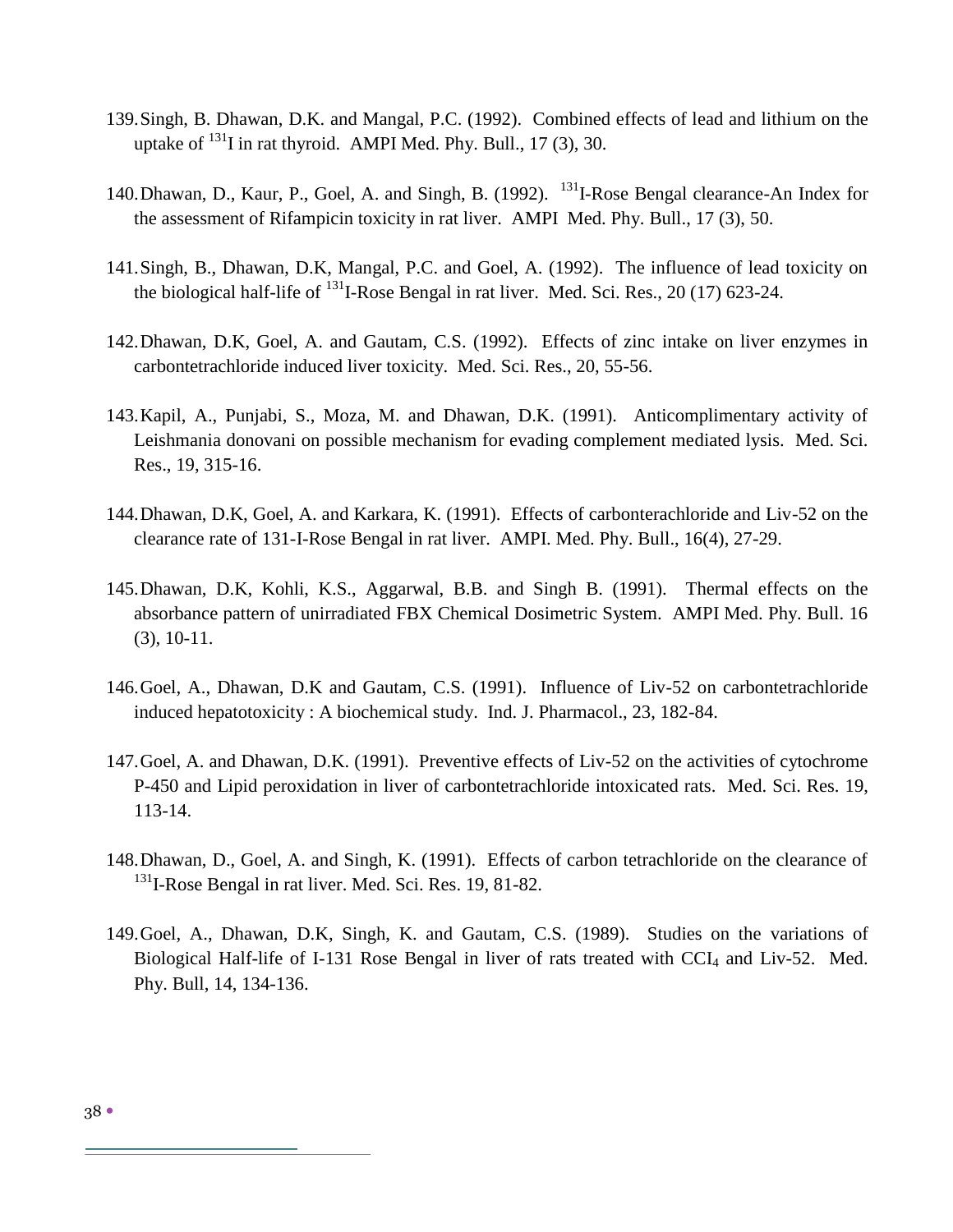139. Singh, B. Dhawan, D.K. and Mangal, P.C. (1992). Combined effects of lead and lithium on the uptake of $^{131}$I in rat thyroid. AMPI Med. Phy. Bull., 17 (3), 30.

140. Dhawan, D., Kaur, P., Goel, A. and Singh, B. (1992). $^{131}$I-Rose Bengal clearance-An Index for the assessment of Rifampicin toxicity in rat liver. AMPI Med. Phy. Bull., 17 (3), 50.

141. Singh, B., Dhawan, D.K, Mangal, P.C. and Goel, A. (1992). The influence of lead toxicity on the biological half-life of $^{131}$I-Rose Bengal in rat liver. Med. Sci. Res., 20 (17) 623-24.

142. Dhawan, D.K, Goel, A. and Gautam, C.S. (1992). Effects of zinc intake on liver enzymes in carbontetrachloride induced liver toxicity. Med. Sci. Res., 20, 55-56.

143. Kapil, A., Punjabi, S., Moza, M. and Dhawan, D.K. (1991). Anticomplimentary activity of Leishmania donovani on possible mechanism for evading complement mediated lysis. Med. Sci. Res., 19, 315-16.

144. Dhawan, D.K, Goel, A. and Karkara, K. (1991). Effects of carbonterachloride and Liv-52 on the clearance rate of 131-I-Rose Bengal in rat liver. AMPI. Med. Phy. Bull., 16(4), 27-29.

145. Dhawan, D.K, Kohli, K.S., Aggarwal, B.B. and Singh B. (1991). Thermal effects on the absorbance pattern of unirradiated FBX Chemical Dosimetric System. AMPI Med. Phy. Bull. 16 (3), 10-11.

146. Goel, A., Dhawan, D.K and Gautam, C.S. (1991). Influence of Liv-52 on carbontetrachloride induced hepatotoxicity : A biochemical study. Ind. J. Pharmacol., 23, 182-84.

147. Goel, A. and Dhawan, D.K. (1991). Preventive effects of Liv-52 on the activities of cytochrome P-450 and Lipid peroxidation in liver of carbontetrachloride intoxicated rats. Med. Sci. Res. 19, 113-14.

148. Dhawan, D., Goel, A. and Singh, K. (1991). Effects of carbon tetrachloride on the clearance of $^{131}$I-Rose Bengal in rat liver. Med. Sci. Res. 19, 81-82.

149. Goel, A., Dhawan, D.K, Singh, K. and Gautam, C.S. (1989). Studies on the variations of Biological Half-life of I-131 Rose Bengal in liver of rats treated with $CCI_4$ and Liv-52. Med. Phy. Bull, 14, 134-136.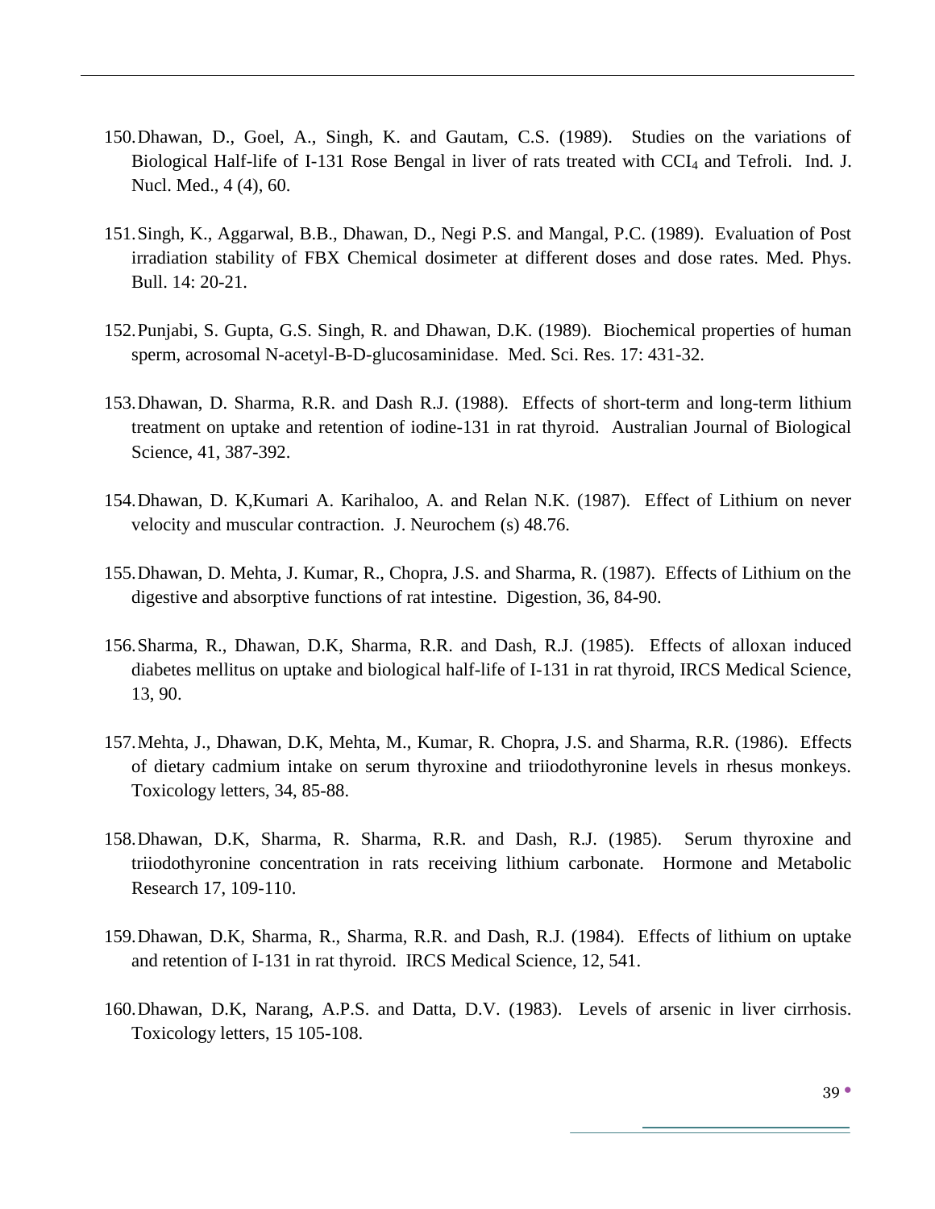150. Dhawan, D., Goel, A., Singh, K. and Gautam, C.S. (1989). Studies on the variations of Biological Half-life of I-131 Rose Bengal in liver of rats treated with $CCI_4$ and Tefroli. Ind. J. Nucl. Med., 4 (4), 60.

151. Singh, K., Aggarwal, B.B., Dhawan, D., Negi P.S. and Mangal, P.C. (1989). Evaluation of Post irradiation stability of FBX Chemical dosimeter at different doses and dose rates. Med. Phys. Bull. 14: 20-21.

152. Punjabi, S. Gupta, G.S. Singh, R. and Dhawan, D.K. (1989). Biochemical properties of human sperm, acrosomal N-acetyl-B-D-glucosaminidase. Med. Sci. Res. 17: 431-32.

153. Dhawan, D. Sharma, R.R. and Dash R.J. (1988). Effects of short-term and long-term lithium treatment on uptake and retention of iodine-131 in rat thyroid. Australian Journal of Biological Science, 41, 387-392.

154. Dhawan, D. K,Kumari A. Karihaloo, A. and Relan N.K. (1987). Effect of Lithium on never velocity and muscular contraction. J. Neurochem (s) 48.76.

155. Dhawan, D. Mehta, J. Kumar, R., Chopra, J.S. and Sharma, R. (1987). Effects of Lithium on the digestive and absorptive functions of rat intestine. Digestion, 36, 84-90.

156. Sharma, R., Dhawan, D.K, Sharma, R.R. and Dash, R.J. (1985). Effects of alloxan induced diabetes mellitus on uptake and biological half-life of I-131 in rat thyroid, IRCS Medical Science, 13, 90.

157. Mehta, J., Dhawan, D.K, Mehta, M., Kumar, R. Chopra, J.S. and Sharma, R.R. (1986). Effects of dietary cadmium intake on serum thyroxine and triiodothyronine levels in rhesus monkeys. Toxicology letters, 34, 85-88.

158. Dhawan, D.K, Sharma, R. Sharma, R.R. and Dash, R.J. (1985). Serum thyroxine and triiodothyronine concentration in rats receiving lithium carbonate. Hormone and Metabolic Research 17, 109-110.

159. Dhawan, D.K, Sharma, R., Sharma, R.R. and Dash, R.J. (1984). Effects of lithium on uptake and retention of I-131 in rat thyroid. IRCS Medical Science, 12, 541.

160. Dhawan, D.K, Narang, A.P.S. and Datta, D.V. (1983). Levels of arsenic in liver cirrhosis. Toxicology letters, 15 105-108.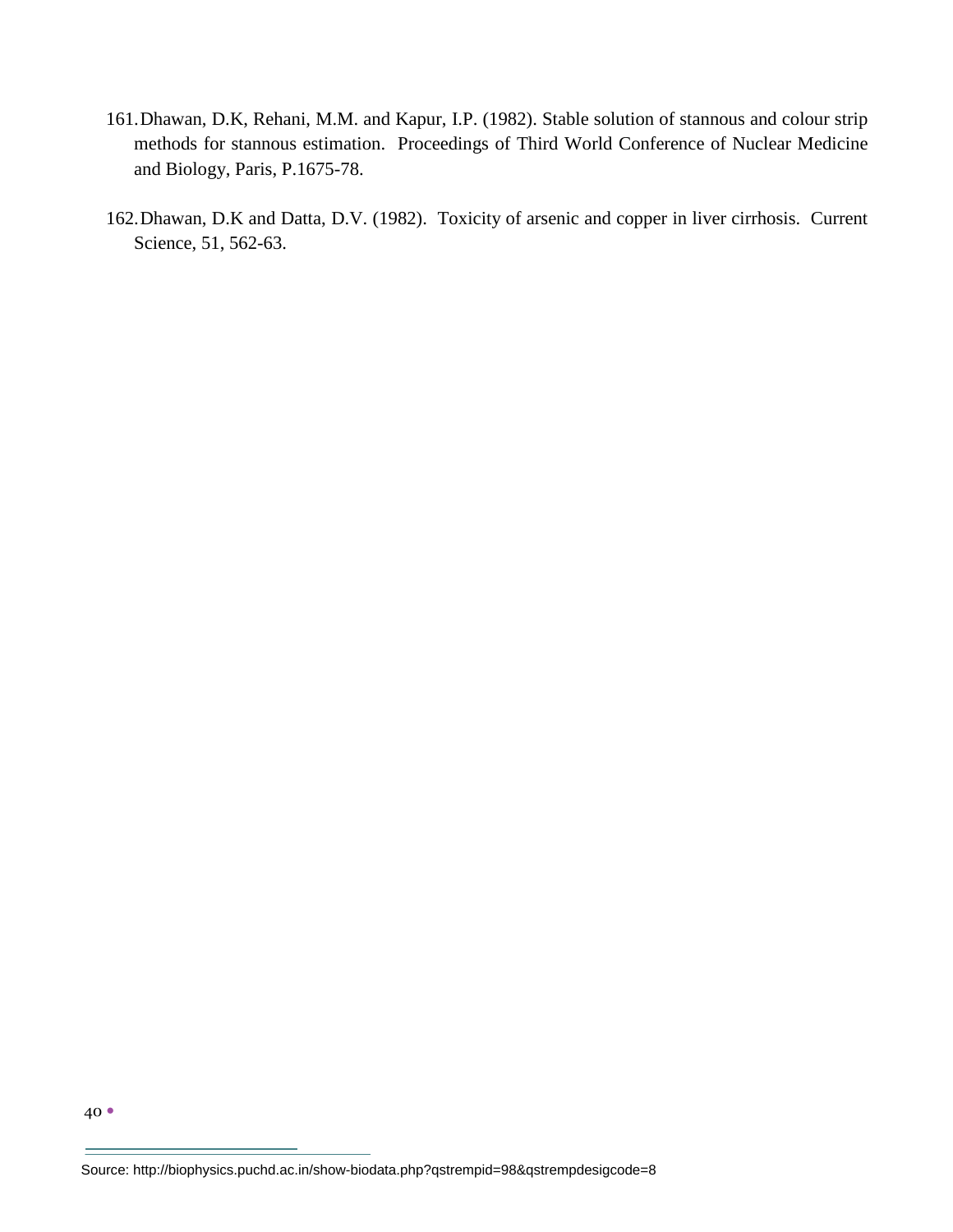161. Dhawan, D.K, Rehani, M.M. and Kapur, I.P. (1982). Stable solution of stannous and colour strip methods for stannous estimation. Proceedings of Third World Conference of Nuclear Medicine and Biology, Paris, P.1675-78.

162. Dhawan, D.K and Datta, D.V. (1982). Toxicity of arsenic and copper in liver cirrhosis. Current Science, 51, 562-63.

Source: http://biophysics.puchd.ac.in/show-biodata.php?qstrempid=98&qstrempdesigcode=8